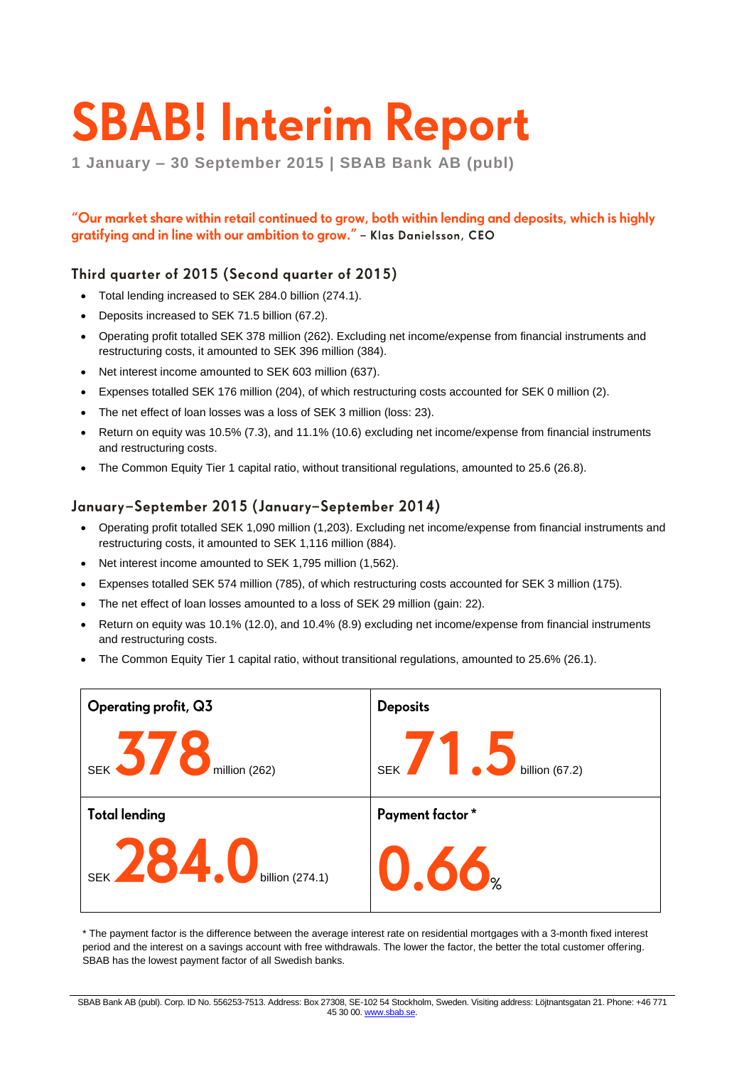# SBAB! Interim Report

**1 January – 30 September 2015 | SBAB Bank AB (publ)**

**"Our market share within retail continued to grow, both within lending and deposits, which is highly gratifying and in line with our ambition to grow." – Klas Danielsson, CEO**

## Third quarter of 2015 (Second quarter of 2015)

- Total lending increased to SEK 284.0 billion (274.1).
- Deposits increased to SEK 71.5 billion (67.2).
- Operating profit totalled SEK 378 million (262). Excluding net income/expense from financial instruments and restructuring costs, it amounted to SEK 396 million (384).
- Net interest income amounted to SEK 603 million (637).
- Expenses totalled SEK 176 million (204), of which restructuring costs accounted for SEK 0 million (2).
- The net effect of loan losses was a loss of SEK 3 million (loss: 23).
- Return on equity was 10.5% (7.3), and 11.1% (10.6) excluding net income/expense from financial instruments and restructuring costs.
- The Common Equity Tier 1 capital ratio, without transitional regulations, amounted to 25.6 (26.8).

## January–September 2015 (January–September 2014)

- Operating profit totalled SEK 1,090 million (1,203). Excluding net income/expense from financial instruments and restructuring costs, it amounted to SEK 1,116 million (884).
- Net interest income amounted to SEK 1,795 million (1,562).
- Expenses totalled SEK 574 million (785), of which restructuring costs accounted for SEK 3 million (175).
- The net effect of loan losses amounted to a loss of SEK 29 million (gain: 22).
- Return on equity was 10.1% (12.0), and 10.4% (8.9) excluding net income/expense from financial instruments and restructuring costs.
- The Common Equity Tier 1 capital ratio, without transitional regulations, amounted to 25.6% (26.1).

| Operating profit, Q3 | Deposits |
|---|---|
| SEK **378** million (262) | SEK **71.5** billion (67.2) |
| **Total lending** | **Payment factor \*** |
| SEK **284.0** billion (274.1) | **0.66**% |

\* The payment factor is the difference between the average interest rate on residential mortgages with a 3-month fixed interest period and the interest on a savings account with free withdrawals. The lower the factor, the better the total customer offering. SBAB has the lowest payment factor of all Swedish banks.

SBAB Bank AB (publ). Corp. ID No. 556253-7513. Address: Box 27308, SE-102 54 Stockholm, Sweden. Visiting address: Löjtnantsgatan 21. Phone: +46 771 45 30 00. www.sbab.se.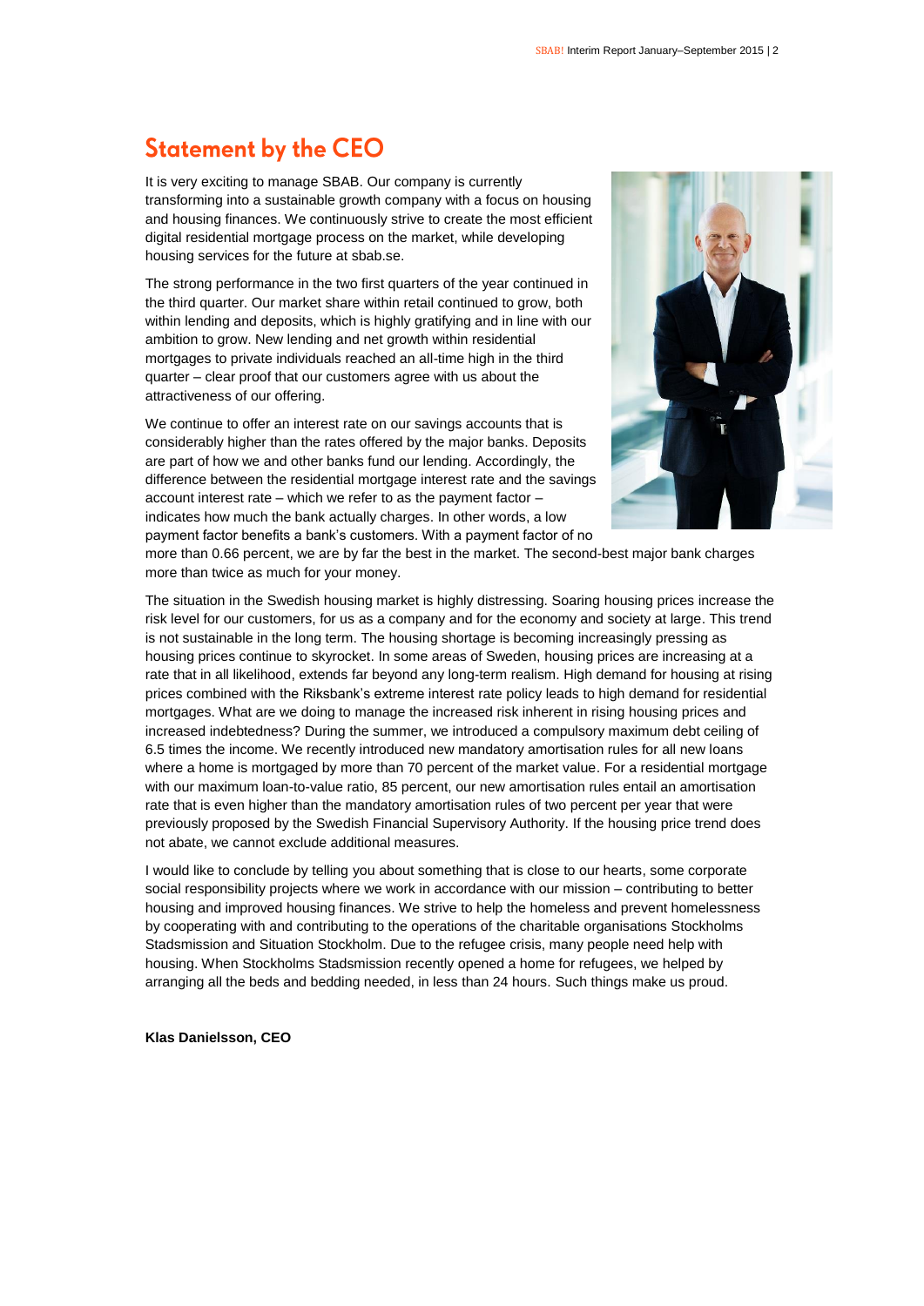# Statement by the CEO

It is very exciting to manage SBAB. Our company is currently transforming into a sustainable growth company with a focus on housing and housing finances. We continuously strive to create the most efficient digital residential mortgage process on the market, while developing housing services for the future at sbab.se.

The strong performance in the two first quarters of the year continued in the third quarter. Our market share within retail continued to grow, both within lending and deposits, which is highly gratifying and in line with our ambition to grow. New lending and net growth within residential mortgages to private individuals reached an all-time high in the third quarter – clear proof that our customers agree with us about the attractiveness of our offering.

We continue to offer an interest rate on our savings accounts that is considerably higher than the rates offered by the major banks. Deposits are part of how we and other banks fund our lending. Accordingly, the difference between the residential mortgage interest rate and the savings account interest rate – which we refer to as the payment factor – indicates how much the bank actually charges. In other words, a low payment factor benefits a bank's customers. With a payment factor of no more than 0.66 percent, we are by far the best in the market. The second-best major bank charges more than twice as much for your money.

The situation in the Swedish housing market is highly distressing. Soaring housing prices increase the risk level for our customers, for us as a company and for the economy and society at large. This trend is not sustainable in the long term. The housing shortage is becoming increasingly pressing as housing prices continue to skyrocket. In some areas of Sweden, housing prices are increasing at a rate that in all likelihood, extends far beyond any long-term realism. High demand for housing at rising prices combined with the Riksbank's extreme interest rate policy leads to high demand for residential mortgages. What are we doing to manage the increased risk inherent in rising housing prices and increased indebtedness? During the summer, we introduced a compulsory maximum debt ceiling of 6.5 times the income. We recently introduced new mandatory amortisation rules for all new loans where a home is mortgaged by more than 70 percent of the market value. For a residential mortgage with our maximum loan-to-value ratio, 85 percent, our new amortisation rules entail an amortisation rate that is even higher than the mandatory amortisation rules of two percent per year that were previously proposed by the Swedish Financial Supervisory Authority. If the housing price trend does not abate, we cannot exclude additional measures.

I would like to conclude by telling you about something that is close to our hearts, some corporate social responsibility projects where we work in accordance with our mission – contributing to better housing and improved housing finances. We strive to help the homeless and prevent homelessness by cooperating with and contributing to the operations of the charitable organisations Stockholms Stadsmission and Situation Stockholm. Due to the refugee crisis, many people need help with housing. When Stockholms Stadsmission recently opened a home for refugees, we helped by arranging all the beds and bedding needed, in less than 24 hours. Such things make us proud.

**Klas Danielsson, CEO**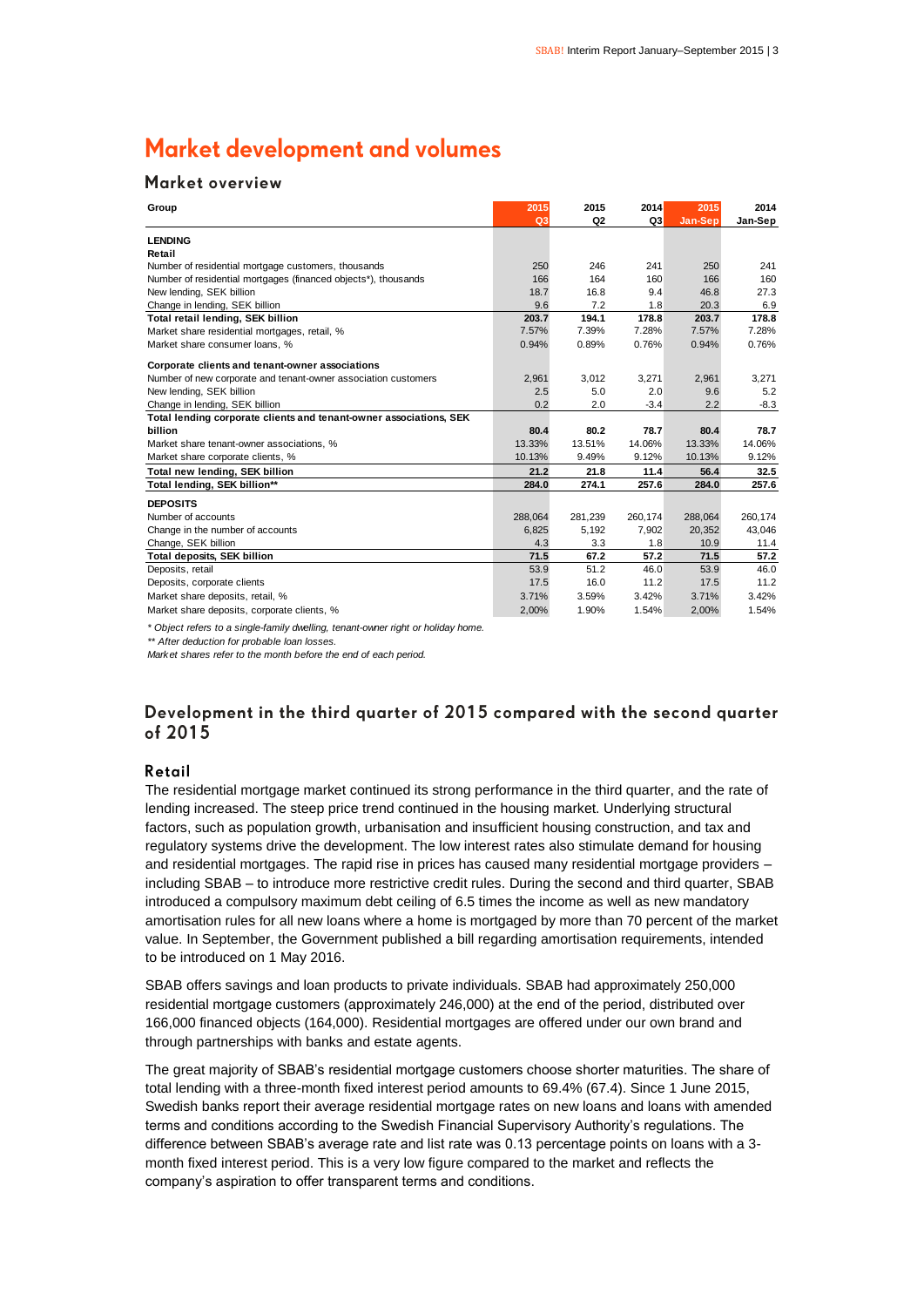# Market development and volumes

## Market overview

| Group | 2015 Q3 | 2015 Q2 | 2014 Q3 | 2015 Jan-Sep | 2014 Jan-Sep |
|---|---|---|---|---|---|
| **LENDING** | | | | | |
| **Retail** | | | | | |
| Number of residential mortgage customers, thousands | 250 | 246 | 241 | 250 | 241 |
| Number of residential mortgages (financed objects*), thousands | 166 | 164 | 160 | 166 | 160 |
| New lending, SEK billion | 18.7 | 16.8 | 9.4 | 46.8 | 27.3 |
| Change in lending, SEK billion | 9.6 | 7.2 | 1.8 | 20.3 | 6.9 |
| **Total retail lending, SEK billion** | **203.7** | **194.1** | **178.8** | **203.7** | **178.8** |
| Market share residential mortgages, retail, % | 7.57% | 7.39% | 7.28% | 7.57% | 7.28% |
| Market share consumer loans, % | 0.94% | 0.89% | 0.76% | 0.94% | 0.76% |
| **Corporate clients and tenant-owner associations** | | | | | |
| Number of new corporate and tenant-owner association customers | 2,961 | 3,012 | 3,271 | 2,961 | 3,271 |
| New lending, SEK billion | 2.5 | 5.0 | 2.0 | 9.6 | 5.2 |
| Change in lending, SEK billion | 0.2 | 2.0 | -3.4 | 2.2 | -8.3 |
| **Total lending corporate clients and tenant-owner associations, SEK billion** | **80.4** | **80.2** | **78.7** | **80.4** | **78.7** |
| Market share tenant-owner associations, % | 13.33% | 13.51% | 14.06% | 13.33% | 14.06% |
| Market share corporate clients, % | 10.13% | 9.49% | 9.12% | 10.13% | 9.12% |
| **Total new lending, SEK billion** | **21.2** | **21.8** | **11.4** | **56.4** | **32.5** |
| **Total lending, SEK billion**** | **284.0** | **274.1** | **257.6** | **284.0** | **257.6** |
| **DEPOSITS** | | | | | |
| Number of accounts | 288,064 | 281,239 | 260,174 | 288,064 | 260,174 |
| Change in the number of accounts | 6,825 | 5,192 | 7,902 | 20,352 | 43,046 |
| Change, SEK billion | 4.3 | 3.3 | 1.8 | 10.9 | 11.4 |
| **Total deposits, SEK billion** | **71.5** | **67.2** | **57.2** | **71.5** | **57.2** |
| Deposits, retail | 53.9 | 51.2 | 46.0 | 53.9 | 46.0 |
| Deposits, corporate clients | 17.5 | 16.0 | 11.2 | 17.5 | 11.2 |
| Market share deposits, retail, % | 3.71% | 3.59% | 3.42% | 3.71% | 3.42% |
| Market share deposits, corporate clients, % | 2,00% | 1.90% | 1.54% | 2,00% | 1.54% |

*\* Object refers to a single-family dwelling, tenant-owner right or holiday home.*

*\*\* After deduction for probable loan losses.*

*Market shares refer to the month before the end of each period.*

## Development in the third quarter of 2015 compared with the second quarter of 2015

### Retail

The residential mortgage market continued its strong performance in the third quarter, and the rate of lending increased. The steep price trend continued in the housing market. Underlying structural factors, such as population growth, urbanisation and insufficient housing construction, and tax and regulatory systems drive the development. The low interest rates also stimulate demand for housing and residential mortgages. The rapid rise in prices has caused many residential mortgage providers – including SBAB – to introduce more restrictive credit rules. During the second and third quarter, SBAB introduced a compulsory maximum debt ceiling of 6.5 times the income as well as new mandatory amortisation rules for all new loans where a home is mortgaged by more than 70 percent of the market value. In September, the Government published a bill regarding amortisation requirements, intended to be introduced on 1 May 2016.

SBAB offers savings and loan products to private individuals. SBAB had approximately 250,000 residential mortgage customers (approximately 246,000) at the end of the period, distributed over 166,000 financed objects (164,000). Residential mortgages are offered under our own brand and through partnerships with banks and estate agents.

The great majority of SBAB's residential mortgage customers choose shorter maturities. The share of total lending with a three-month fixed interest period amounts to 69.4% (67.4). Since 1 June 2015, Swedish banks report their average residential mortgage rates on new loans and loans with amended terms and conditions according to the Swedish Financial Supervisory Authority's regulations. The difference between SBAB's average rate and list rate was 0.13 percentage points on loans with a 3-month fixed interest period. This is a very low figure compared to the market and reflects the company's aspiration to offer transparent terms and conditions.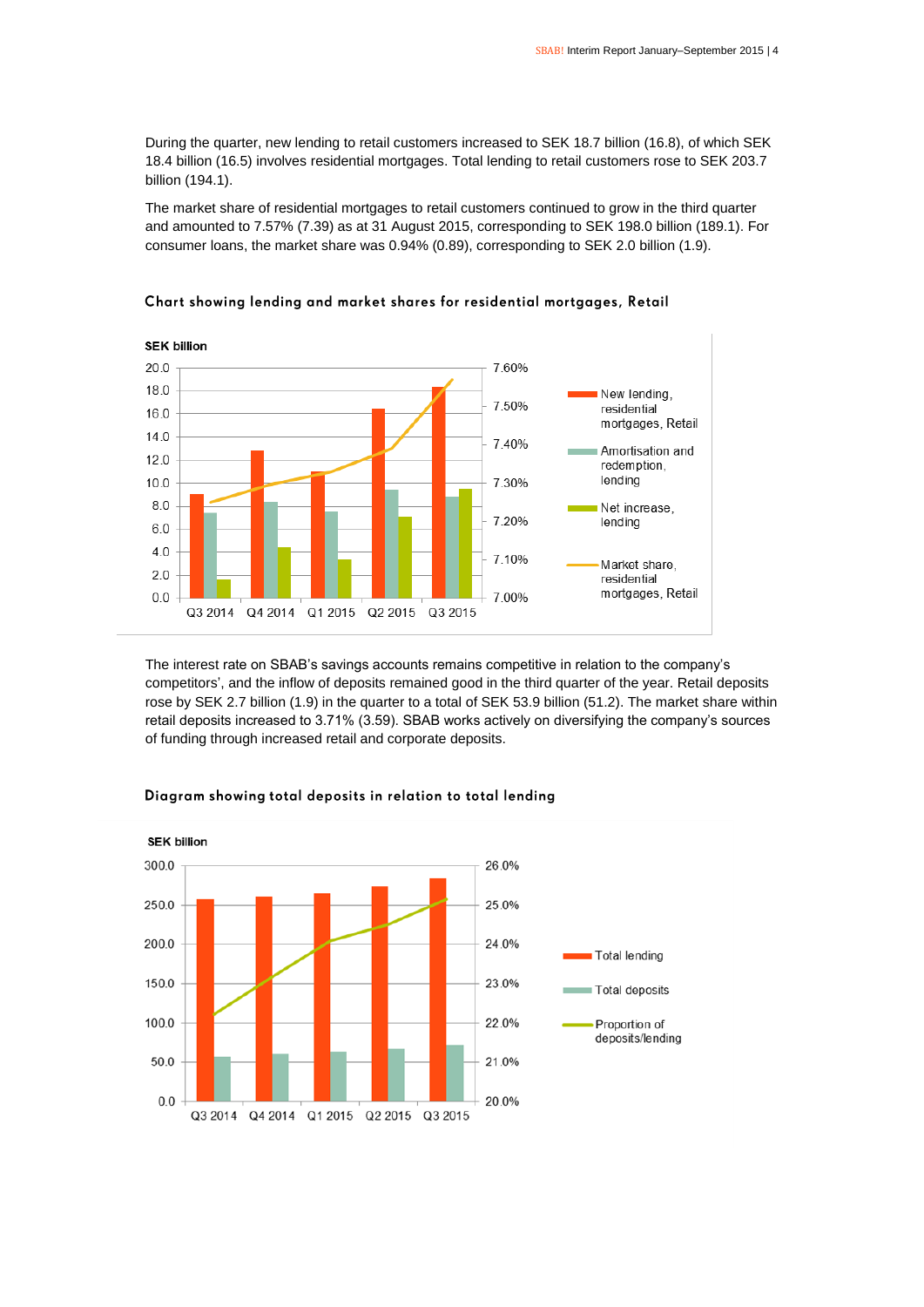During the quarter, new lending to retail customers increased to SEK 18.7 billion (16.8), of which SEK 18.4 billion (16.5) involves residential mortgages. Total lending to retail customers rose to SEK 203.7 billion (194.1).

The market share of residential mortgages to retail customers continued to grow in the third quarter and amounted to 7.57% (7.39) as at 31 August 2015, corresponding to SEK 198.0 billion (189.1). For consumer loans, the market share was 0.94% (0.89), corresponding to SEK 2.0 billion (1.9).

### Chart showing lending and market shares for residential mortgages, Retail

SEK billion

New lending, residential mortgages, Retail; Amortisation and redemption, lending; Net increase, lending; Market share, residential mortgages, Retail

Q3 2014 | Q4 2014 | Q1 2015 | Q2 2015 | Q3 2015

The interest rate on SBAB's savings accounts remains competitive in relation to the company's competitors', and the inflow of deposits remained good in the third quarter of the year. Retail deposits rose by SEK 2.7 billion (1.9) in the quarter to a total of SEK 53.9 billion (51.2). The market share within retail deposits increased to 3.71% (3.59). SBAB works actively on diversifying the company's sources of funding through increased retail and corporate deposits.

### Diagram showing total deposits in relation to total lending

SEK billion

Total lending; Total deposits; Proportion of deposits/lending

Q3 2014 | Q4 2014 | Q1 2015 | Q2 2015 | Q3 2015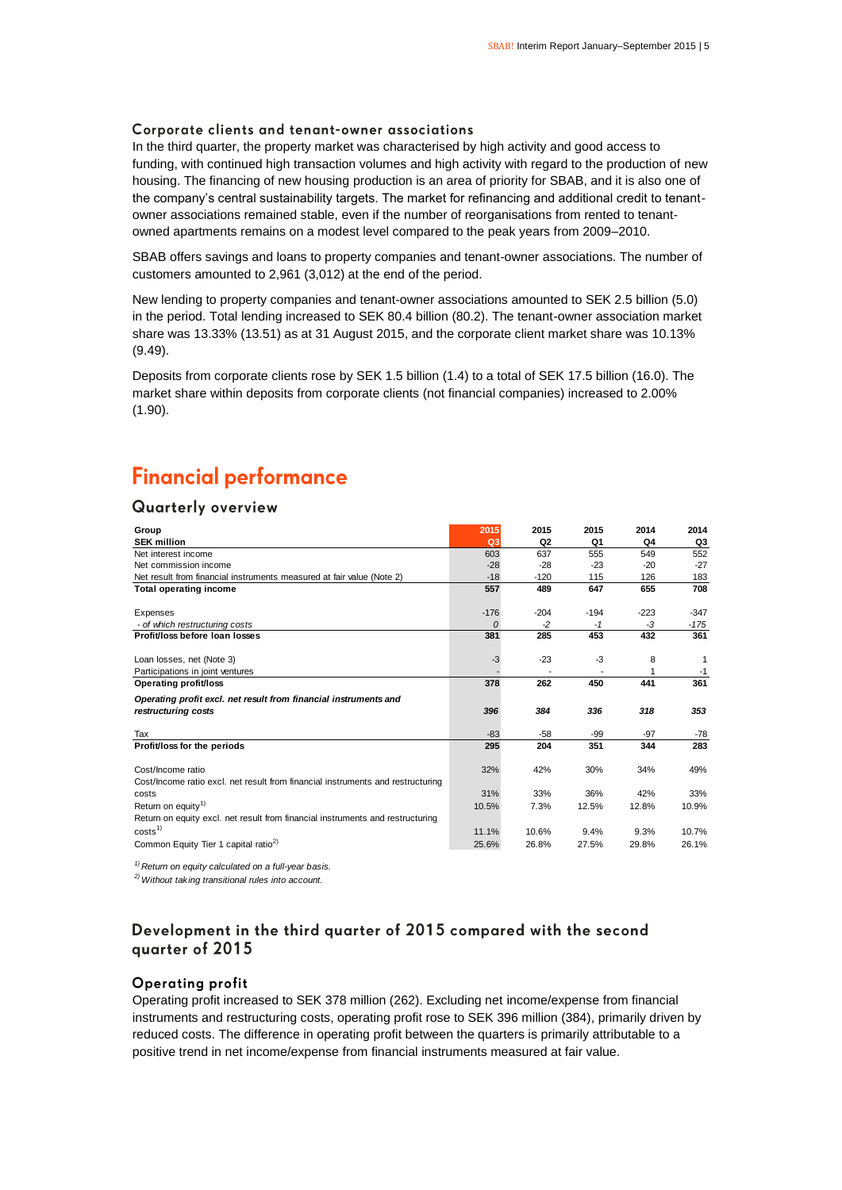### Corporate clients and tenant-owner associations

In the third quarter, the property market was characterised by high activity and good access to funding, with continued high transaction volumes and high activity with regard to the production of new housing. The financing of new housing production is an area of priority for SBAB, and it is also one of the company's central sustainability targets. The market for refinancing and additional credit to tenant-owner associations remained stable, even if the number of reorganisations from rented to tenant-owned apartments remains on a modest level compared to the peak years from 2009–2010.

SBAB offers savings and loans to property companies and tenant-owner associations. The number of customers amounted to 2,961 (3,012) at the end of the period.

New lending to property companies and tenant-owner associations amounted to SEK 2.5 billion (5.0) in the period. Total lending increased to SEK 80.4 billion (80.2). The tenant-owner association market share was 13.33% (13.51) as at 31 August 2015, and the corporate client market share was 10.13% (9.49).

Deposits from corporate clients rose by SEK 1.5 billion (1.4) to a total of SEK 17.5 billion (16.0). The market share within deposits from corporate clients (not financial companies) increased to 2.00% (1.90).

# Financial performance

## Quarterly overview

| Group<br>SEK million | 2015<br>Q3 | 2015<br>Q2 | 2015<br>Q1 | 2014<br>Q4 | 2014<br>Q3 |
|---|---|---|---|---|---|
| Net interest income | 603 | 637 | 555 | 549 | 552 |
| Net commission income | -28 | -28 | -23 | -20 | -27 |
| Net result from financial instruments measured at fair value (Note 2) | -18 | -120 | 115 | 126 | 183 |
| **Total operating income** | **557** | **489** | **647** | **655** | **708** |
| | | | | | |
| Expenses | -176 | -204 | -194 | -223 | -347 |
| *- of which restructuring costs* | *0* | *-2* | *-1* | *-3* | *-175* |
| **Profit/loss before loan losses** | **381** | **285** | **453** | **432** | **361** |
| | | | | | |
| Loan losses, net (Note 3) | -3 | -23 | -3 | 8 | 1 |
| Participations in joint ventures | - | - | - | 1 | -1 |
| **Operating profit/loss** | **378** | **262** | **450** | **441** | **361** |
| ***Operating profit excl. net result from financial instruments and restructuring costs*** | ***396*** | ***384*** | ***336*** | ***318*** | ***353*** |
| | | | | | |
| Tax | -83 | -58 | -99 | -97 | -78 |
| **Profit/loss for the periods** | **295** | **204** | **351** | **344** | **283** |
| | | | | | |
| Cost/Income ratio | 32% | 42% | 30% | 34% | 49% |
| Cost/Income ratio excl. net result from financial instruments and restructuring costs | 31% | 33% | 36% | 42% | 33% |
| Return on equity[1] | 10.5% | 7.3% | 12.5% | 12.8% | 10.9% |
| Return on equity excl. net result from financial instruments and restructuring costs[1] | 11.1% | 10.6% | 9.4% | 9.3% | 10.7% |
| Common Equity Tier 1 capital ratio[2] | 25.6% | 26.8% | 27.5% | 29.8% | 26.1% |

*[1] Return on equity calculated on a full-year basis.*
*[2] Without taking transitional rules into account.*

### Development in the third quarter of 2015 compared with the second quarter of 2015

#### Operating profit

Operating profit increased to SEK 378 million (262). Excluding net income/expense from financial instruments and restructuring costs, operating profit rose to SEK 396 million (384), primarily driven by reduced costs. The difference in operating profit between the quarters is primarily attributable to a positive trend in net income/expense from financial instruments measured at fair value.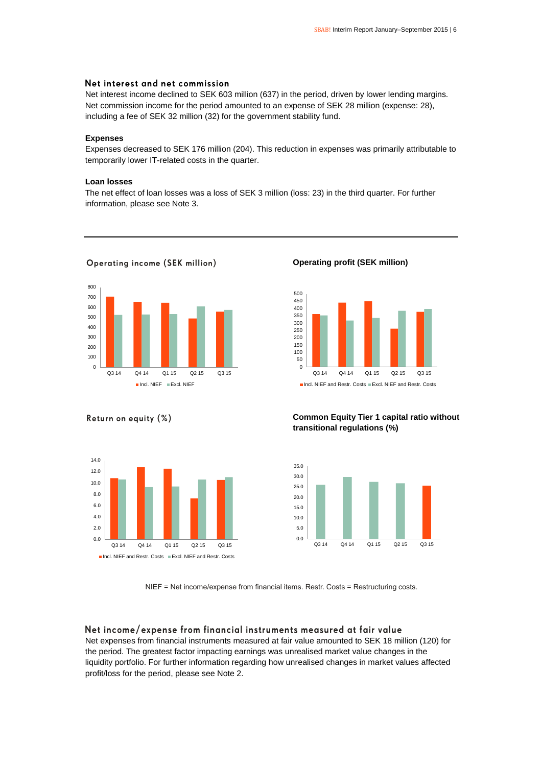## Net interest and net commission

Net interest income declined to SEK 603 million (637) in the period, driven by lower lending margins. Net commission income for the period amounted to an expense of SEK 28 million (expense: 28), including a fee of SEK 32 million (32) for the government stability fund.

**Expenses**

Expenses decreased to SEK 176 million (204). This reduction in expenses was primarily attributable to temporarily lower IT-related costs in the quarter.

**Loan losses**

The net effect of loan losses was a loss of SEK 3 million (loss: 23) in the third quarter. For further information, please see Note 3.

Operating income (SEK million)

**Operating profit (SEK million)**

Return on equity (%)

**Common Equity Tier 1 capital ratio without transitional regulations (%)**

NIEF = Net income/expense from financial items. Restr. Costs = Restructuring costs.

## Net income/expense from financial instruments measured at fair value

Net expenses from financial instruments measured at fair value amounted to SEK 18 million (120) for the period. The greatest factor impacting earnings was unrealised market value changes in the liquidity portfolio. For further information regarding how unrealised changes in market values affected profit/loss for the period, please see Note 2.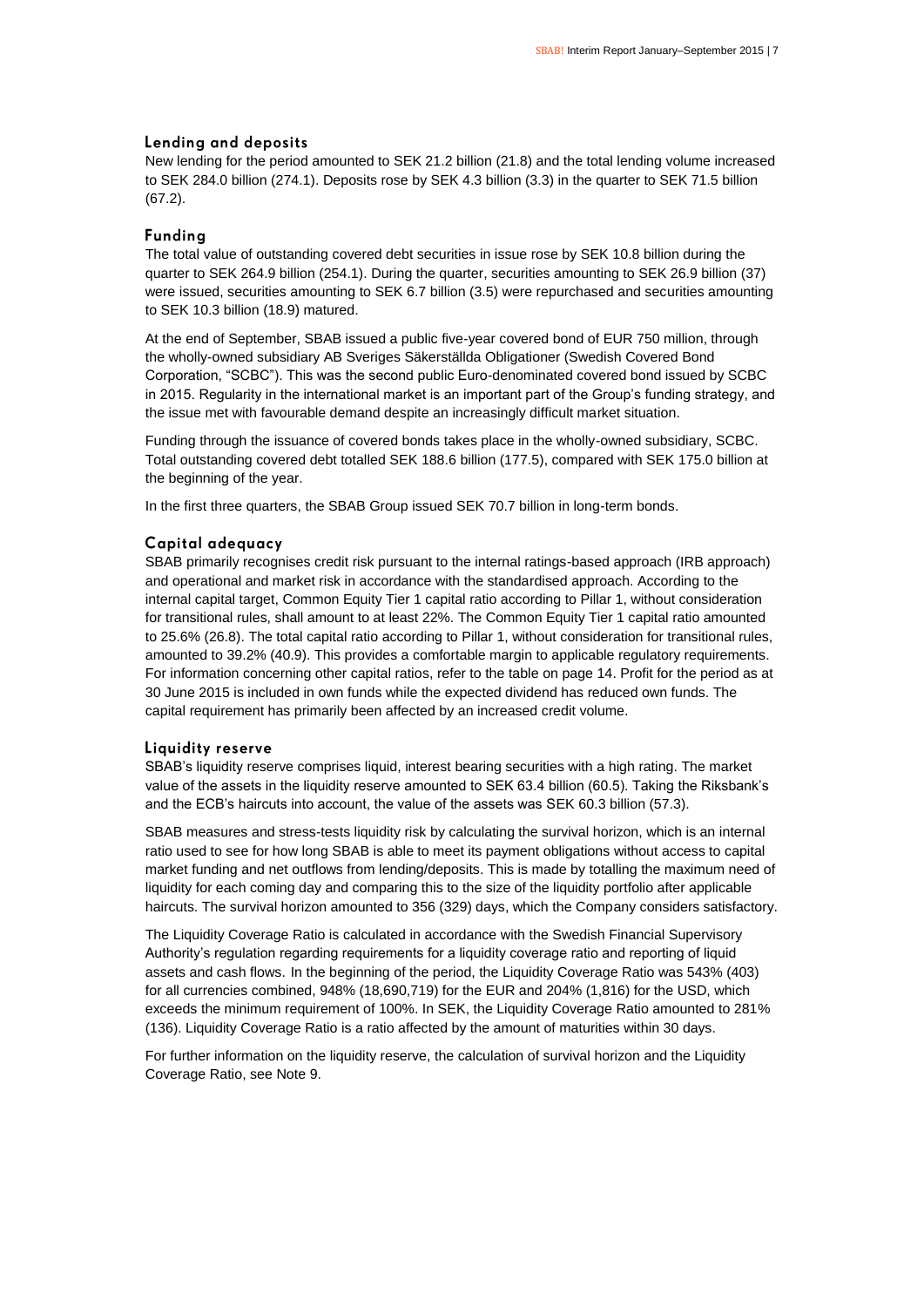### Lending and deposits

New lending for the period amounted to SEK 21.2 billion (21.8) and the total lending volume increased to SEK 284.0 billion (274.1). Deposits rose by SEK 4.3 billion (3.3) in the quarter to SEK 71.5 billion (67.2).

### Funding

The total value of outstanding covered debt securities in issue rose by SEK 10.8 billion during the quarter to SEK 264.9 billion (254.1). During the quarter, securities amounting to SEK 26.9 billion (37) were issued, securities amounting to SEK 6.7 billion (3.5) were repurchased and securities amounting to SEK 10.3 billion (18.9) matured.

At the end of September, SBAB issued a public five-year covered bond of EUR 750 million, through the wholly-owned subsidiary AB Sveriges Säkerställda Obligationer (Swedish Covered Bond Corporation, "SCBC"). This was the second public Euro-denominated covered bond issued by SCBC in 2015. Regularity in the international market is an important part of the Group's funding strategy, and the issue met with favourable demand despite an increasingly difficult market situation.

Funding through the issuance of covered bonds takes place in the wholly-owned subsidiary, SCBC. Total outstanding covered debt totalled SEK 188.6 billion (177.5), compared with SEK 175.0 billion at the beginning of the year.

In the first three quarters, the SBAB Group issued SEK 70.7 billion in long-term bonds.

### Capital adequacy

SBAB primarily recognises credit risk pursuant to the internal ratings-based approach (IRB approach) and operational and market risk in accordance with the standardised approach. According to the internal capital target, Common Equity Tier 1 capital ratio according to Pillar 1, without consideration for transitional rules, shall amount to at least 22%. The Common Equity Tier 1 capital ratio amounted to 25.6% (26.8). The total capital ratio according to Pillar 1, without consideration for transitional rules, amounted to 39.2% (40.9). This provides a comfortable margin to applicable regulatory requirements. For information concerning other capital ratios, refer to the table on page 14. Profit for the period as at 30 June 2015 is included in own funds while the expected dividend has reduced own funds. The capital requirement has primarily been affected by an increased credit volume.

### Liquidity reserve

SBAB's liquidity reserve comprises liquid, interest bearing securities with a high rating. The market value of the assets in the liquidity reserve amounted to SEK 63.4 billion (60.5). Taking the Riksbank's and the ECB's haircuts into account, the value of the assets was SEK 60.3 billion (57.3).

SBAB measures and stress-tests liquidity risk by calculating the survival horizon, which is an internal ratio used to see for how long SBAB is able to meet its payment obligations without access to capital market funding and net outflows from lending/deposits. This is made by totalling the maximum need of liquidity for each coming day and comparing this to the size of the liquidity portfolio after applicable haircuts. The survival horizon amounted to 356 (329) days, which the Company considers satisfactory.

The Liquidity Coverage Ratio is calculated in accordance with the Swedish Financial Supervisory Authority's regulation regarding requirements for a liquidity coverage ratio and reporting of liquid assets and cash flows. In the beginning of the period, the Liquidity Coverage Ratio was 543% (403) for all currencies combined, 948% (18,690,719) for the EUR and 204% (1,816) for the USD, which exceeds the minimum requirement of 100%. In SEK, the Liquidity Coverage Ratio amounted to 281% (136). Liquidity Coverage Ratio is a ratio affected by the amount of maturities within 30 days.

For further information on the liquidity reserve, the calculation of survival horizon and the Liquidity Coverage Ratio, see Note 9.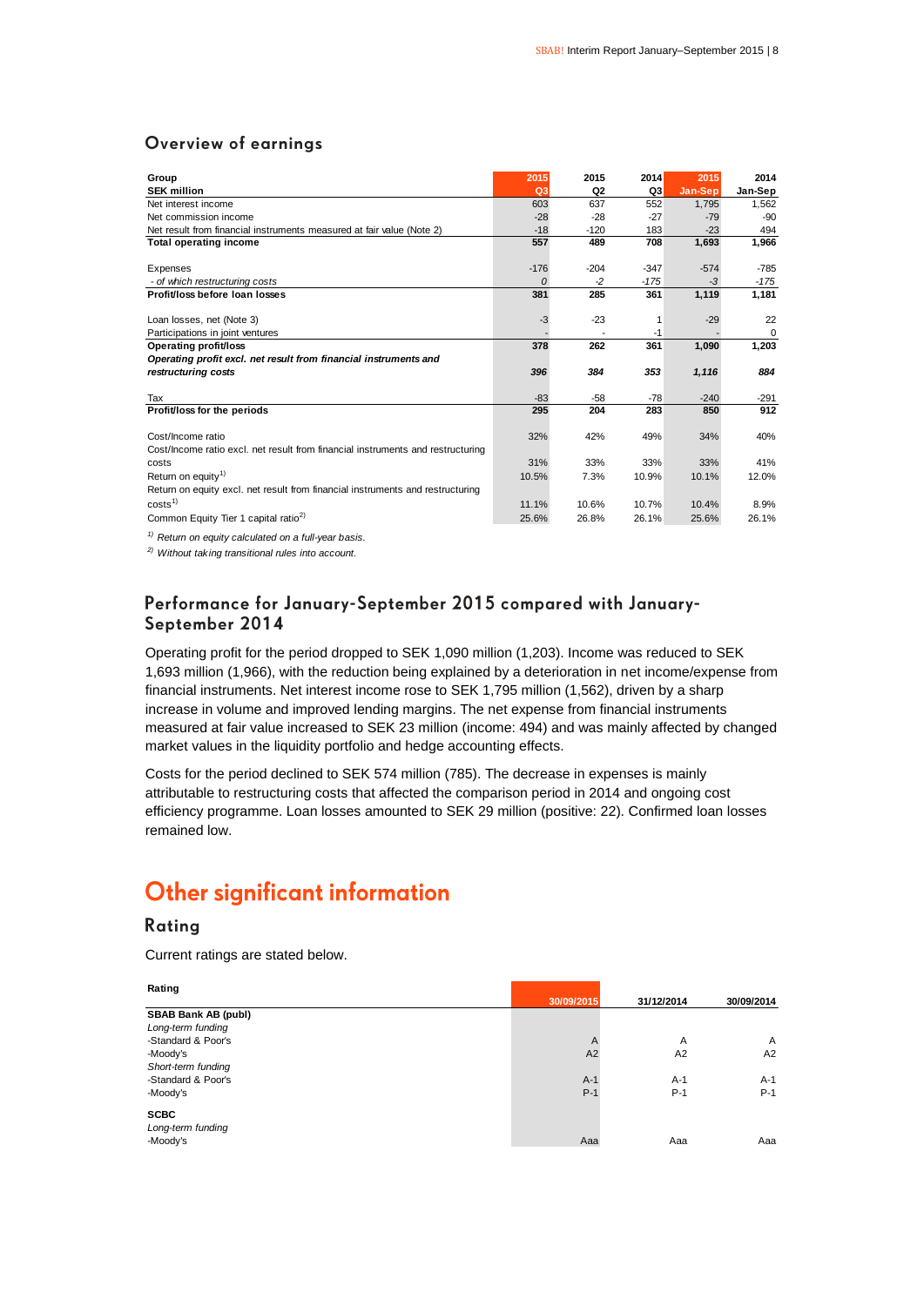## Overview of earnings

| Group<br>SEK million | 2015<br>Q3 | 2015<br>Q2 | 2014<br>Q3 | 2015<br>Jan-Sep | 2014<br>Jan-Sep |
|---|---|---|---|---|---|
| Net interest income | 603 | 637 | 552 | 1,795 | 1,562 |
| Net commission income | -28 | -28 | -27 | -79 | -90 |
| Net result from financial instruments measured at fair value (Note 2) | -18 | -120 | 183 | -23 | 494 |
| **Total operating income** | **557** | **489** | **708** | **1,693** | **1,966** |
| | | | | | |
| Expenses | -176 | -204 | -347 | -574 | -785 |
| *- of which restructuring costs* | *0* | *-2* | *-175* | *-3* | *-175* |
| **Profit/loss before loan losses** | **381** | **285** | **361** | **1,119** | **1,181** |
| | | | | | |
| Loan losses, net (Note 3) | -3 | -23 | 1 | -29 | 22 |
| Participations in joint ventures | - | - | -1 | - | 0 |
| **Operating profit/loss** | **378** | **262** | **361** | **1,090** | **1,203** |
| ***Operating profit excl. net result from financial instruments and restructuring costs*** | ***396*** | ***384*** | ***353*** | ***1,116*** | ***884*** |
| | | | | | |
| Tax | -83 | -58 | -78 | -240 | -291 |
| **Profit/loss for the periods** | **295** | **204** | **283** | **850** | **912** |
| | | | | | |
| Cost/Income ratio | 32% | 42% | 49% | 34% | 40% |
| Cost/Income ratio excl. net result from financial instruments and restructuring costs | 31% | 33% | 33% | 33% | 41% |
| Return on equity[1] | 10.5% | 7.3% | 10.9% | 10.1% | 12.0% |
| Return on equity excl. net result from financial instruments and restructuring costs[1] | 11.1% | 10.6% | 10.7% | 10.4% | 8.9% |
| Common Equity Tier 1 capital ratio[2] | 25.6% | 26.8% | 26.1% | 25.6% | 26.1% |

[1] *Return on equity calculated on a full-year basis.*

[2] *Without taking transitional rules into account.*

### Performance for January-September 2015 compared with January-September 2014

Operating profit for the period dropped to SEK 1,090 million (1,203). Income was reduced to SEK 1,693 million (1,966), with the reduction being explained by a deterioration in net income/expense from financial instruments. Net interest income rose to SEK 1,795 million (1,562), driven by a sharp increase in volume and improved lending margins. The net expense from financial instruments measured at fair value increased to SEK 23 million (income: 494) and was mainly affected by changed market values in the liquidity portfolio and hedge accounting effects.

Costs for the period declined to SEK 574 million (785). The decrease in expenses is mainly attributable to restructuring costs that affected the comparison period in 2014 and ongoing cost efficiency programme. Loan losses amounted to SEK 29 million (positive: 22). Confirmed loan losses remained low.

# Other significant information

## Rating

Current ratings are stated below.

| Rating | 30/09/2015 | 31/12/2014 | 30/09/2014 |
|---|---|---|---|
| **SBAB Bank AB (publ)** | | | |
| *Long-term funding* | | | |
| -Standard & Poor's | A | A | A |
| -Moody's | A2 | A2 | A2 |
| *Short-term funding* | | | |
| -Standard & Poor's | A-1 | A-1 | A-1 |
| -Moody's | P-1 | P-1 | P-1 |
| **SCBC** | | | |
| *Long-term funding* | | | |
| -Moody's | Aaa | Aaa | Aaa |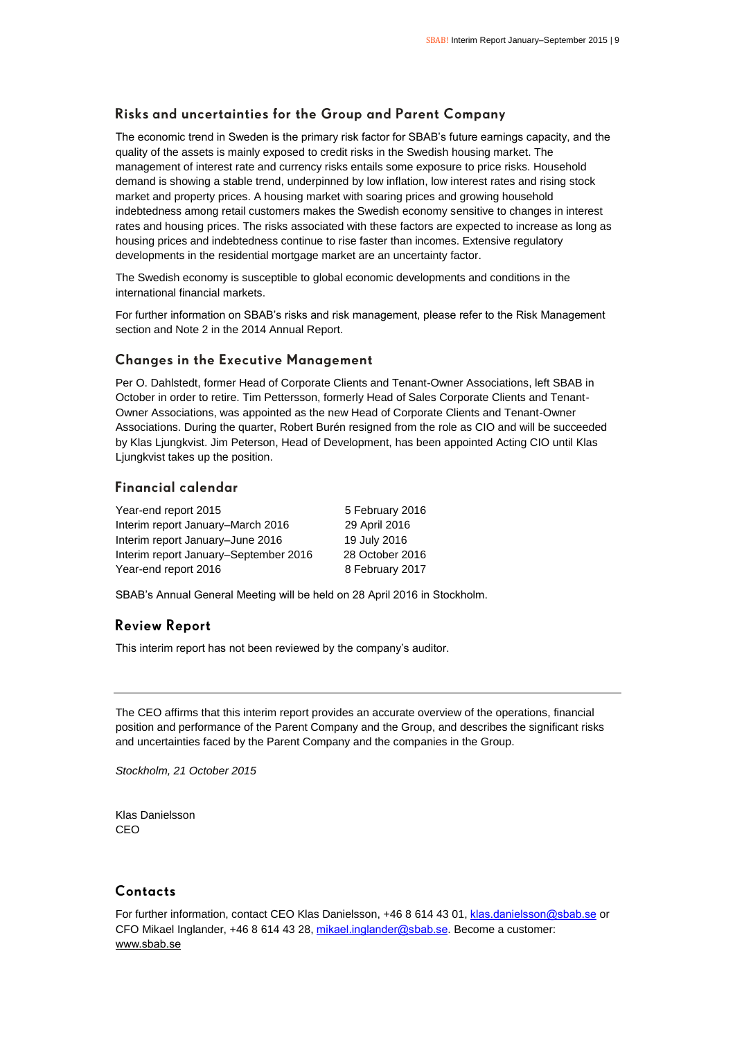## Risks and uncertainties for the Group and Parent Company

The economic trend in Sweden is the primary risk factor for SBAB's future earnings capacity, and the quality of the assets is mainly exposed to credit risks in the Swedish housing market. The management of interest rate and currency risks entails some exposure to price risks. Household demand is showing a stable trend, underpinned by low inflation, low interest rates and rising stock market and property prices. A housing market with soaring prices and growing household indebtedness among retail customers makes the Swedish economy sensitive to changes in interest rates and housing prices. The risks associated with these factors are expected to increase as long as housing prices and indebtedness continue to rise faster than incomes. Extensive regulatory developments in the residential mortgage market are an uncertainty factor.

The Swedish economy is susceptible to global economic developments and conditions in the international financial markets.

For further information on SBAB's risks and risk management, please refer to the Risk Management section and Note 2 in the 2014 Annual Report.

## Changes in the Executive Management

Per O. Dahlstedt, former Head of Corporate Clients and Tenant-Owner Associations, left SBAB in October in order to retire. Tim Pettersson, formerly Head of Sales Corporate Clients and Tenant-Owner Associations, was appointed as the new Head of Corporate Clients and Tenant-Owner Associations. During the quarter, Robert Burén resigned from the role as CIO and will be succeeded by Klas Ljungkvist. Jim Peterson, Head of Development, has been appointed Acting CIO until Klas Ljungkvist takes up the position.

## Financial calendar

| | |
|---|---|
| Year-end report 2015 | 5 February 2016 |
| Interim report January–March 2016 | 29 April 2016 |
| Interim report January–June 2016 | 19 July 2016 |
| Interim report January–September 2016 | 28 October 2016 |
| Year-end report 2016 | 8 February 2017 |

SBAB's Annual General Meeting will be held on 28 April 2016 in Stockholm.

## Review Report

This interim report has not been reviewed by the company's auditor.

---

The CEO affirms that this interim report provides an accurate overview of the operations, financial position and performance of the Parent Company and the Group, and describes the significant risks and uncertainties faced by the Parent Company and the companies in the Group.

*Stockholm, 21 October 2015*

Klas Danielsson
CEO

## Contacts

For further information, contact CEO Klas Danielsson, +46 8 614 43 01, klas.danielsson@sbab.se or CFO Mikael Inglander, +46 8 614 43 28, mikael.inglander@sbab.se. Become a customer: www.sbab.se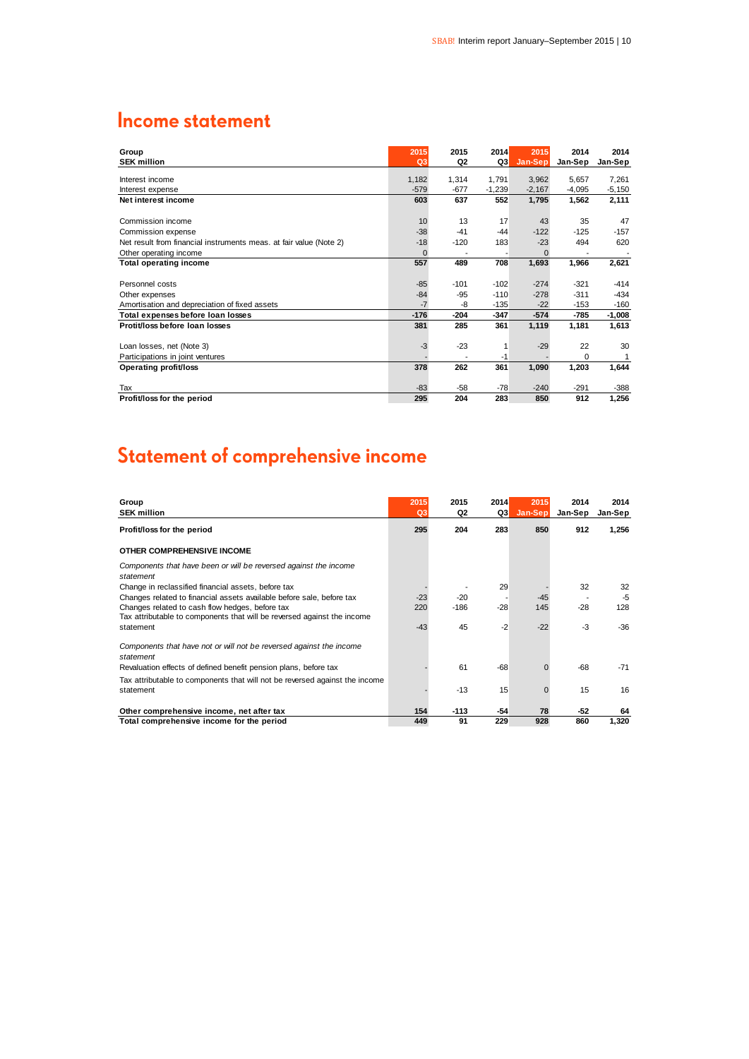## Income statement

| Group<br>SEK million | 2015<br>Q3 | 2015<br>Q2 | 2014<br>Q3 | 2015<br>Jan-Sep | 2014<br>Jan-Sep | 2014<br>Jan-Sep |
|---|---|---|---|---|---|---|
| Interest income | 1,182 | 1,314 | 1,791 | 3,962 | 5,657 | 7,261 |
| Interest expense | -579 | -677 | -1,239 | -2,167 | -4,095 | -5,150 |
| **Net interest income** | **603** | **637** | **552** | **1,795** | **1,562** | **2,111** |
| Commission income | 10 | 13 | 17 | 43 | 35 | 47 |
| Commission expense | -38 | -41 | -44 | -122 | -125 | -157 |
| Net result from financial instruments meas. at fair value (Note 2) | -18 | -120 | 183 | -23 | 494 | 620 |
| Other operating income | 0 | - | - | 0 | - | - |
| **Total operating income** | **557** | **489** | **708** | **1,693** | **1,966** | **2,621** |
| Personnel costs | -85 | -101 | -102 | -274 | -321 | -414 |
| Other expenses | -84 | -95 | -110 | -278 | -311 | -434 |
| Amortisation and depreciation of fixed assets | -7 | -8 | -135 | -22 | -153 | -160 |
| **Total expenses before loan losses** | **-176** | **-204** | **-347** | **-574** | **-785** | **-1,008** |
| **Protit/loss before loan losses** | **381** | **285** | **361** | **1,119** | **1,181** | **1,613** |
| Loan losses, net (Note 3) | -3 | -23 | 1 | -29 | 22 | 30 |
| Participations in joint ventures | - | - | -1 | - | 0 | 1 |
| **Operating profit/loss** | **378** | **262** | **361** | **1,090** | **1,203** | **1,644** |
| Tax | -83 | -58 | -78 | -240 | -291 | -388 |
| **Profit/loss for the period** | **295** | **204** | **283** | **850** | **912** | **1,256** |

## Statement of comprehensive income

| Group<br>SEK million | 2015<br>Q3 | 2015<br>Q2 | 2014<br>Q3 | 2015<br>Jan-Sep | 2014<br>Jan-Sep | 2014<br>Jan-Sep |
|---|---|---|---|---|---|---|
| **Profit/loss for the period** | **295** | **204** | **283** | **850** | **912** | **1,256** |
| **OTHER COMPREHENSIVE INCOME** | | | | | | |
| *Components that have been or will be reversed against the income statement* | | | | | | |
| Change in reclassified financial assets, before tax | - | - | 29 | - | 32 | 32 |
| Changes related to financial assets available before sale, before tax | -23 | -20 | - | -45 | - | -5 |
| Changes related to cash flow hedges, before tax | 220 | -186 | -28 | 145 | -28 | 128 |
| Tax attributable to components that will be reversed against the income statement | -43 | 45 | -2 | -22 | -3 | -36 |
| *Components that have not or will not be reversed against the income statement* | | | | | | |
| Revaluation effects of defined benefit pension plans, before tax | - | 61 | -68 | 0 | -68 | -71 |
| Tax attributable to components that will not be reversed against the income statement | - | -13 | 15 | 0 | 15 | 16 |
| **Other comprehensive income, net after tax** | **154** | **-113** | **-54** | **78** | **-52** | **64** |
| **Total comprehensive income for the period** | **449** | **91** | **229** | **928** | **860** | **1,320** |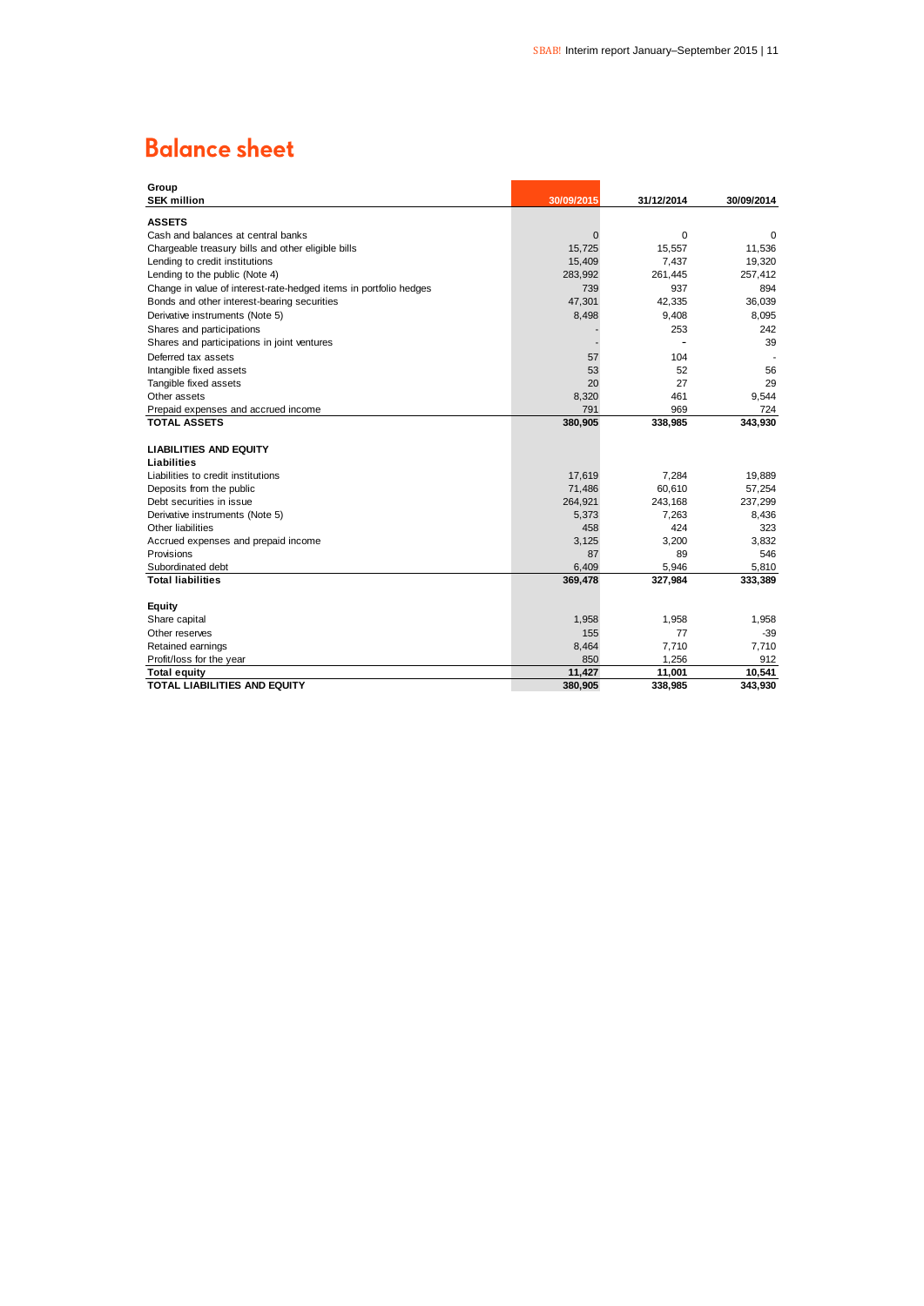# Balance sheet

| Group<br>SEK million | 30/09/2015 | 31/12/2014 | 30/09/2014 |
|---|---|---|---|
| **ASSETS** | | | |
| Cash and balances at central banks | 0 | 0 | 0 |
| Chargeable treasury bills and other eligible bills | 15,725 | 15,557 | 11,536 |
| Lending to credit institutions | 15,409 | 7,437 | 19,320 |
| Lending to the public (Note 4) | 283,992 | 261,445 | 257,412 |
| Change in value of interest-rate-hedged items in portfolio hedges | 739 | 937 | 894 |
| Bonds and other interest-bearing securities | 47,301 | 42,335 | 36,039 |
| Derivative instruments (Note 5) | 8,498 | 9,408 | 8,095 |
| Shares and participations | - | 253 | 242 |
| Shares and participations in joint ventures | - | - | 39 |
| Deferred tax assets | 57 | 104 | - |
| Intangible fixed assets | 53 | 52 | 56 |
| Tangible fixed assets | 20 | 27 | 29 |
| Other assets | 8,320 | 461 | 9,544 |
| Prepaid expenses and accrued income | 791 | 969 | 724 |
| **TOTAL ASSETS** | **380,905** | **338,985** | **343,930** |
| | | | |
| **LIABILITIES AND EQUITY** | | | |
| **Liabilities** | | | |
| Liabilities to credit institutions | 17,619 | 7,284 | 19,889 |
| Deposits from the public | 71,486 | 60,610 | 57,254 |
| Debt securities in issue | 264,921 | 243,168 | 237,299 |
| Derivative instruments (Note 5) | 5,373 | 7,263 | 8,436 |
| Other liabilities | 458 | 424 | 323 |
| Accrued expenses and prepaid income | 3,125 | 3,200 | 3,832 |
| Provisions | 87 | 89 | 546 |
| Subordinated debt | 6,409 | 5,946 | 5,810 |
| **Total liabilities** | **369,478** | **327,984** | **333,389** |
| | | | |
| **Equity** | | | |
| Share capital | 1,958 | 1,958 | 1,958 |
| Other reserves | 155 | 77 | -39 |
| Retained earnings | 8,464 | 7,710 | 7,710 |
| Profit/loss for the year | 850 | 1,256 | 912 |
| **Total equity** | **11,427** | **11,001** | **10,541** |
| **TOTAL LIABILITIES AND EQUITY** | **380,905** | **338,985** | **343,930** |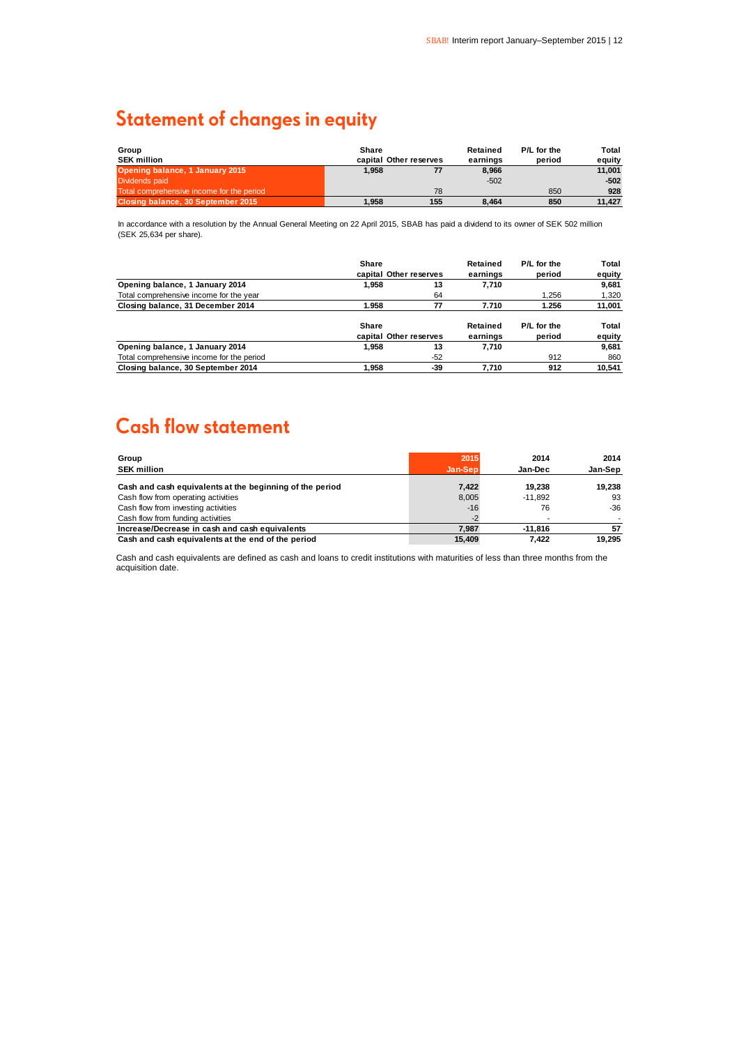# Statement of changes in equity

| Group<br>SEK million | Share capital | Other reserves | Retained earnings | P/L for the period | Total equity |
|---|---|---|---|---|---|
| **Opening balance, 1 January 2015** | **1,958** | **77** | **8,966** | | **11,001** |
| Dividends paid | | | -502 | | **-502** |
| Total comprehensive income for the period | | 78 | | 850 | **928** |
| **Closing balance, 30 September 2015** | **1,958** | **155** | **8,464** | **850** | **11,427** |

In accordance with a resolution by the Annual General Meeting on 22 April 2015, SBAB has paid a dividend to its owner of SEK 502 million (SEK 25,634 per share).

| | Share capital | Other reserves | Retained earnings | P/L for the period | Total equity |
|---|---|---|---|---|---|
| **Opening balance, 1 January 2014** | **1,958** | **13** | **7,710** | | **9,681** |
| Total comprehensive income for the year | | 64 | | 1,256 | 1,320 |
| **Closing balance, 31 December 2014** | **1.958** | **77** | **7.710** | **1.256** | **11,001** |

| | Share capital | Other reserves | Retained earnings | P/L for the period | Total equity |
|---|---|---|---|---|---|
| **Opening balance, 1 January 2014** | **1,958** | **13** | **7,710** | | **9,681** |
| Total comprehensive income for the period | | -52 | | 912 | 860 |
| **Closing balance, 30 September 2014** | **1,958** | **-39** | **7,710** | **912** | **10,541** |

# Cash flow statement

| Group<br>SEK million | 2015<br>Jan-Sep | 2014<br>Jan-Dec | 2014<br>Jan-Sep |
|---|---|---|---|
| **Cash and cash equivalents at the beginning of the period** | **7,422** | **19,238** | **19,238** |
| Cash flow from operating activities | 8,005 | -11,892 | 93 |
| Cash flow from investing activities | -16 | 76 | -36 |
| Cash flow from funding activities | -2 | - | - |
| **Increase/Decrease in cash and cash equivalents** | **7,987** | **-11,816** | **57** |
| **Cash and cash equivalents at the end of the period** | **15,409** | **7,422** | **19,295** |

Cash and cash equivalents are defined as cash and loans to credit institutions with maturities of less than three months from the acquisition date.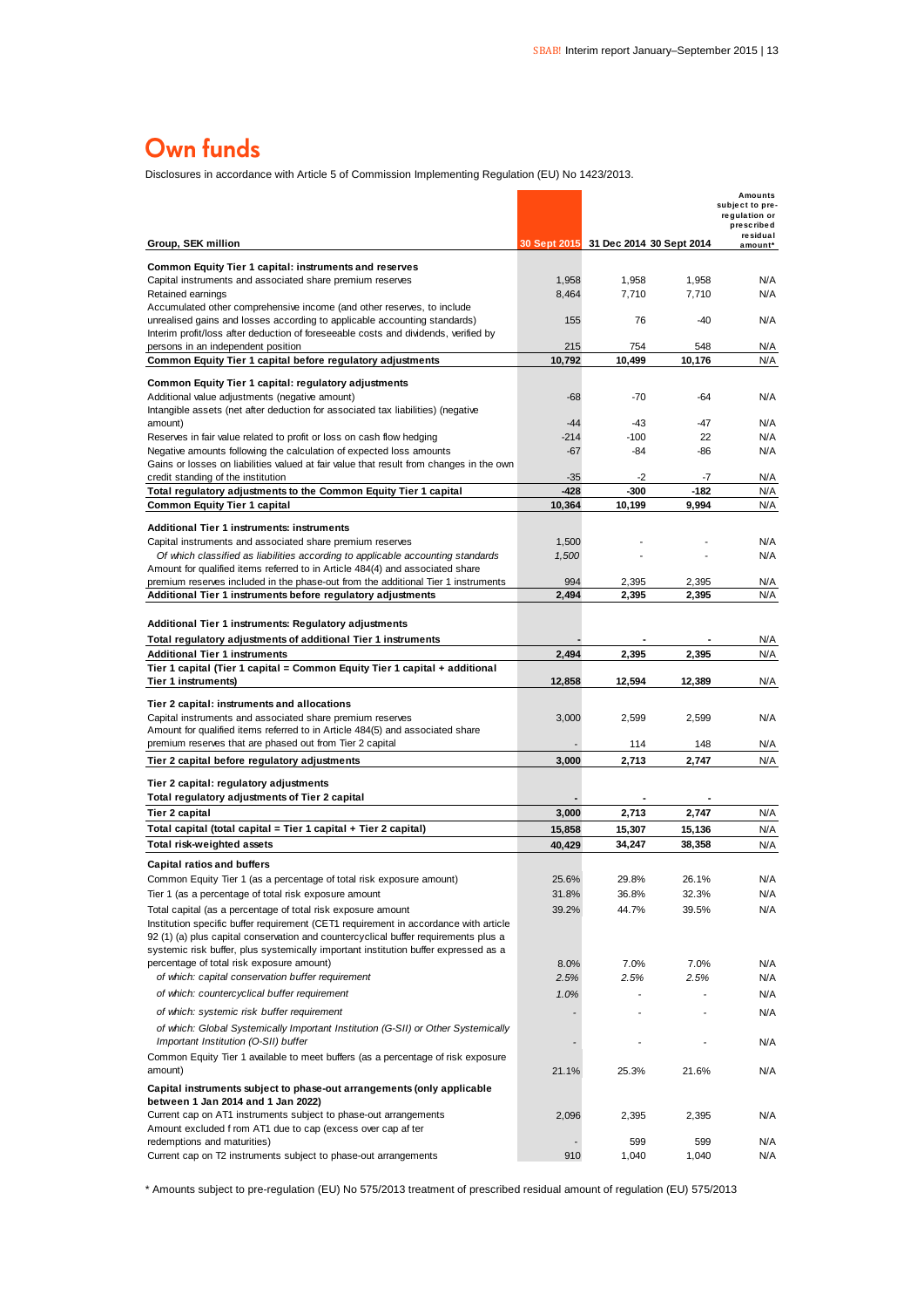# Own funds

Disclosures in accordance with Article 5 of Commission Implementing Regulation (EU) No 1423/2013.

| Group, SEK million | 30 Sept 2015 | 31 Dec 2014 | 30 Sept 2014 | Amounts subject to pre-regulation or prescribed residual amount* |
|---|---|---|---|---|
| **Common Equity Tier 1 capital: instruments and reserves** | | | | |
| Capital instruments and associated share premium reserves | 1,958 | 1,958 | 1,958 | N/A |
| Retained earnings | 8,464 | 7,710 | 7,710 | N/A |
| Accumulated other comprehensive income (and other reserves, to include unrealised gains and losses according to applicable accounting standards) | 155 | 76 | -40 | N/A |
| Interim profit/loss after deduction of foreseeable costs and dividends, verified by persons in an independent position | 215 | 754 | 548 | N/A |
| **Common Equity Tier 1 capital before regulatory adjustments** | **10,792** | **10,499** | **10,176** | N/A |
| **Common Equity Tier 1 capital: regulatory adjustments** | | | | |
| Additional value adjustments (negative amount) | -68 | -70 | -64 | N/A |
| Intangible assets (net after deduction for associated tax liabilities) (negative amount) | -44 | -43 | -47 | N/A |
| Reserves in fair value related to profit or loss on cash flow hedging | -214 | -100 | 22 | N/A |
| Negative amounts following the calculation of expected loss amounts | -67 | -84 | -86 | N/A |
| Gains or losses on liabilities valued at fair value that result from changes in the own credit standing of the institution | -35 | -2 | -7 | N/A |
| **Total regulatory adjustments to the Common Equity Tier 1 capital** | **-428** | **-300** | **-182** | N/A |
| **Common Equity Tier 1 capital** | **10,364** | **10,199** | **9,994** | N/A |
| **Additional Tier 1 instruments: instruments** | | | | |
| Capital instruments and associated share premium reserves | 1,500 | - | - | N/A |
| *Of which classified as liabilities according to applicable accounting standards* | *1,500* | - | - | N/A |
| Amount for qualified items referred to in Article 484(4) and associated share premium reserves included in the phase-out from the additional Tier 1 instruments | 994 | 2,395 | 2,395 | N/A |
| **Additional Tier 1 instruments before regulatory adjustments** | **2,494** | **2,395** | **2,395** | N/A |
| **Additional Tier 1 instruments: Regulatory adjustments** | | | | |
| **Total regulatory adjustments of additional Tier 1 instruments** | **-** | **-** | **-** | N/A |
| **Additional Tier 1 instruments** | **2,494** | **2,395** | **2,395** | N/A |
| **Tier 1 capital (Tier 1 capital = Common Equity Tier 1 capital + additional Tier 1 instruments)** | **12,858** | **12,594** | **12,389** | N/A |
| **Tier 2 capital: instruments and allocations** | | | | |
| Capital instruments and associated share premium reserves | 3,000 | 2,599 | 2,599 | N/A |
| Amount for qualified items referred to in Article 484(5) and associated share premium reserves that are phased out from Tier 2 capital | - | 114 | 148 | N/A |
| **Tier 2 capital before regulatory adjustments** | **3,000** | **2,713** | **2,747** | N/A |
| **Tier 2 capital: regulatory adjustments** | | | | |
| **Total regulatory adjustments of Tier 2 capital** | **-** | **-** | **-** | |
| **Tier 2 capital** | **3,000** | **2,713** | **2,747** | N/A |
| **Total capital (total capital = Tier 1 capital + Tier 2 capital)** | **15,858** | **15,307** | **15,136** | N/A |
| **Total risk-weighted assets** | **40,429** | **34,247** | **38,358** | N/A |
| **Capital ratios and buffers** | | | | |
| Common Equity Tier 1 (as a percentage of total risk exposure amount) | 25.6% | 29.8% | 26.1% | N/A |
| Tier 1 (as a percentage of total risk exposure amount | 31.8% | 36.8% | 32.3% | N/A |
| Total capital (as a percentage of total risk exposure amount | 39.2% | 44.7% | 39.5% | N/A |
| Institution specific buffer requirement (CET1 requirement in accordance with article 92 (1) (a) plus capital conservation and countercyclical buffer requirements plus a systemic risk buffer, plus systemically important institution buffer expressed as a percentage of total risk exposure amount) | 8.0% | 7.0% | 7.0% | N/A |
| *of which: capital conservation buffer requirement* | *2.5%* | *2.5%* | *2.5%* | N/A |
| *of which: countercyclical buffer requirement* | *1.0%* | - | - | N/A |
| *of which: systemic risk buffer requirement* | - | - | - | N/A |
| *of which: Global Systemically Important Institution (G-SII) or Other Systemically Important Institution (O-SII) buffer* | - | - | - | N/A |
| Common Equity Tier 1 available to meet buffers (as a percentage of risk exposure amount) | 21.1% | 25.3% | 21.6% | N/A |
| **Capital instruments subject to phase-out arrangements (only applicable between 1 Jan 2014 and 1 Jan 2022)** | | | | |
| Current cap on AT1 instruments subject to phase-out arrangements | 2,096 | 2,395 | 2,395 | N/A |
| Amount excluded from AT1 due to cap (excess over cap after redemptions and maturities) | - | 599 | 599 | N/A |
| Current cap on T2 instruments subject to phase-out arrangements | 910 | 1,040 | 1,040 | N/A |

\* Amounts subject to pre-regulation (EU) No 575/2013 treatment of prescribed residual amount of regulation (EU) 575/2013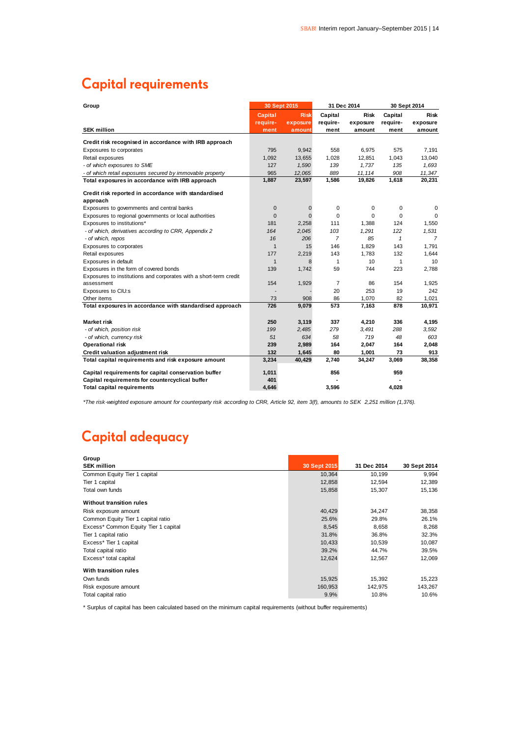# Capital requirements

| Group | 30 Sept 2015 | | 31 Dec 2014 | | 30 Sept 2014 | |
|---|---|---|---|---|---|---|
| SEK million | Capital require-ment | Risk exposure amount | Capital require-ment | Risk exposure amount | Capital require-ment | Risk exposure amount |
| **Credit risk recognised in accordance with IRB approach** | | | | | | |
| Exposures to corporates | 795 | 9,942 | 558 | 6,975 | 575 | 7,191 |
| Retail exposures | 1,092 | 13,655 | 1,028 | 12,851 | 1,043 | 13,040 |
| *- of which exposures to SME* | *127* | *1,590* | *139* | *1,737* | *135* | *1,693* |
| *- of which retail exposures secured by immovable property* | *965* | *12,065* | *889* | *11,114* | *908* | *11,347* |
| **Total exposures in accordance with IRB approach** | **1,887** | **23,597** | **1,586** | **19,826** | **1,618** | **20,231** |
| **Credit risk reported in accordance with standardised approach** | | | | | | |
| Exposures to governments and central banks | 0 | 0 | 0 | 0 | 0 | 0 |
| Exposures to regional governments or local authorities | 0 | 0 | 0 | 0 | 0 | 0 |
| Exposures to institutions* | 181 | 2,258 | 111 | 1,388 | 124 | 1,550 |
| *- of which, derivatives according to CRR, Appendix 2* | *164* | *2,045* | *103* | *1,291* | *122* | *1,531* |
| *- of which, repos* | *16* | *206* | *7* | *85* | *1* | *7* |
| Exposures to corporates | 1 | 15 | 146 | 1,829 | 143 | 1,791 |
| Retail exposures | 177 | 2,219 | 143 | 1,783 | 132 | 1,644 |
| Exposures in default | 1 | 8 | 1 | 10 | 1 | 10 |
| Exposures in the form of covered bonds | 139 | 1,742 | 59 | 744 | 223 | 2,788 |
| Exposures to institutions and corporates with a short-term credit assessment | 154 | 1,929 | 7 | 86 | 154 | 1,925 |
| Exposures to CIU:s | - | - | 20 | 253 | 19 | 242 |
| Other items | 73 | 908 | 86 | 1,070 | 82 | 1,021 |
| **Total exposures in accordance with standardised approach** | **726** | **9,079** | **573** | **7,163** | **878** | **10,971** |
| **Market risk** | **250** | **3,119** | **337** | **4,210** | **336** | **4,195** |
| *- of which, position risk* | *199* | *2,485* | *279* | *3,491* | *288* | *3,592* |
| *- of which, currency risk* | *51* | *634* | *58* | *719* | *48* | *603* |
| **Operational risk** | **239** | **2,989** | **164** | **2,047** | **164** | **2,048** |
| **Credit valuation adjustment risk** | **132** | **1,645** | **80** | **1,001** | **73** | **913** |
| **Total capital requirements and risk exposure amount** | **3,234** | **40,429** | **2,740** | **34,247** | **3,069** | **38,358** |
| **Capital requirements for capital conservation buffer** | **1,011** | | **856** | | **959** | |
| **Capital requirements for countercyclical buffer** | **401** | | **-** | | **-** | |
| **Total capital requirements** | **4,646** | | **3,596** | | **4,028** | |

*\*The risk-weighted exposure amount for counterparty risk according to CRR, Article 92, item 3(f), amounts to SEK 2,251 million (1,376).*

# Capital adequacy

| Group<br>SEK million | 30 Sept 2015 | 31 Dec 2014 | 30 Sept 2014 |
|---|---|---|---|
| Common Equity Tier 1 capital | 10,364 | 10,199 | 9,994 |
| Tier 1 capital | 12,858 | 12,594 | 12,389 |
| Total own funds | 15,858 | 15,307 | 15,136 |
| **Without transition rules** | | | |
| Risk exposure amount | 40,429 | 34,247 | 38,358 |
| Common Equity Tier 1 capital ratio | 25.6% | 29.8% | 26.1% |
| Excess* Common Equity Tier 1 capital | 8,545 | 8,658 | 8,268 |
| Tier 1 capital ratio | 31.8% | 36.8% | 32.3% |
| Excess* Tier 1 capital | 10,433 | 10,539 | 10,087 |
| Total capital ratio | 39.2% | 44.7% | 39.5% |
| Excess* total capital | 12,624 | 12,567 | 12,069 |
| **With transition rules** | | | |
| Own funds | 15,925 | 15,392 | 15,223 |
| Risk exposure amount | 160,953 | 142,975 | 143,267 |
| Total capital ratio | 9.9% | 10.8% | 10.6% |

\* Surplus of capital has been calculated based on the minimum capital requirements (without buffer requirements)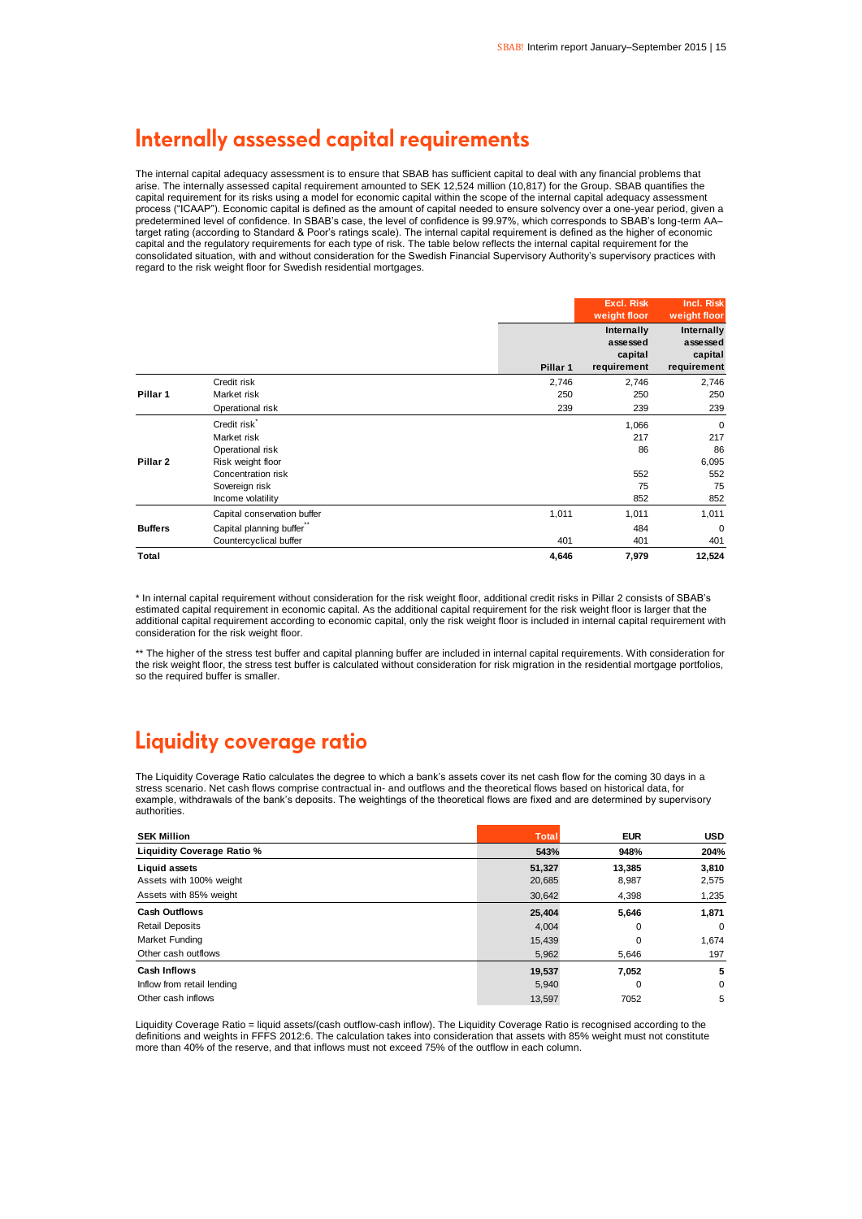## Internally assessed capital requirements

The internal capital adequacy assessment is to ensure that SBAB has sufficient capital to deal with any financial problems that arise. The internally assessed capital requirement amounted to SEK 12,524 million (10,817) for the Group. SBAB quantifies the capital requirement for its risks using a model for economic capital within the scope of the internal capital adequacy assessment process ("ICAAP"). Economic capital is defined as the amount of capital needed to ensure solvency over a one-year period, given a predetermined level of confidence. In SBAB's case, the level of confidence is 99.97%, which corresponds to SBAB's long-term AA– target rating (according to Standard & Poor's ratings scale). The internal capital requirement is defined as the higher of economic capital and the regulatory requirements for each type of risk. The table below reflects the internal capital requirement for the consolidated situation, with and without consideration for the Swedish Financial Supervisory Authority's supervisory practices with regard to the risk weight floor for Swedish residential mortgages.

| | | | Excl. Risk weight floor | Incl. Risk weight floor |
|---|---|---|---|---|
| | | Pillar 1 | Internally assessed capital requirement | Internally assessed capital requirement |
| Pillar 1 | Credit risk | 2,746 | 2,746 | 2,746 |
| | Market risk | 250 | 250 | 250 |
| | Operational risk | 239 | 239 | 239 |
| Pillar 2 | Credit risk* | | 1,066 | 0 |
| | Market risk | | 217 | 217 |
| | Operational risk | | 86 | 86 |
| | Risk weight floor | | | 6,095 |
| | Concentration risk | | 552 | 552 |
| | Sovereign risk | | 75 | 75 |
| | Income volatility | | 852 | 852 |
| Buffers | Capital conservation buffer | 1,011 | 1,011 | 1,011 |
| | Capital planning buffer** | | 484 | 0 |
| | Countercyclical buffer | 401 | 401 | 401 |
| **Total** | | **4,646** | **7,979** | **12,524** |

\* In internal capital requirement without consideration for the risk weight floor, additional credit risks in Pillar 2 consists of SBAB's estimated capital requirement in economic capital. As the additional capital requirement for the risk weight floor is larger that the additional capital requirement according to economic capital, only the risk weight floor is included in internal capital requirement with consideration for the risk weight floor.

\** The higher of the stress test buffer and capital planning buffer are included in internal capital requirements. With consideration for the risk weight floor, the stress test buffer is calculated without consideration for risk migration in the residential mortgage portfolios, so the required buffer is smaller.

## Liquidity coverage ratio

The Liquidity Coverage Ratio calculates the degree to which a bank's assets cover its net cash flow for the coming 30 days in a stress scenario. Net cash flows comprise contractual in- and outflows and the theoretical flows based on historical data, for example, withdrawals of the bank's deposits. The weightings of the theoretical flows are fixed and are determined by supervisory authorities.

| SEK Million | Total | EUR | USD |
|---|---|---|---|
| **Liquidity Coverage Ratio %** | **543%** | **948%** | **204%** |
| **Liquid assets** | **51,327** | **13,385** | **3,810** |
| Assets with 100% weight | 20,685 | 8,987 | 2,575 |
| Assets with 85% weight | 30,642 | 4,398 | 1,235 |
| **Cash Outflows** | **25,404** | **5,646** | **1,871** |
| Retail Deposits | 4,004 | 0 | 0 |
| Market Funding | 15,439 | 0 | 1,674 |
| Other cash outflows | 5,962 | 5,646 | 197 |
| **Cash Inflows** | **19,537** | **7,052** | **5** |
| Inflow from retail lending | 5,940 | 0 | 0 |
| Other cash inflows | 13,597 | 7052 | 5 |

Liquidity Coverage Ratio = liquid assets/(cash outflow-cash inflow). The Liquidity Coverage Ratio is recognised according to the definitions and weights in FFFS 2012:6. The calculation takes into consideration that assets with 85% weight must not constitute more than 40% of the reserve, and that inflows must not exceed 75% of the outflow in each column.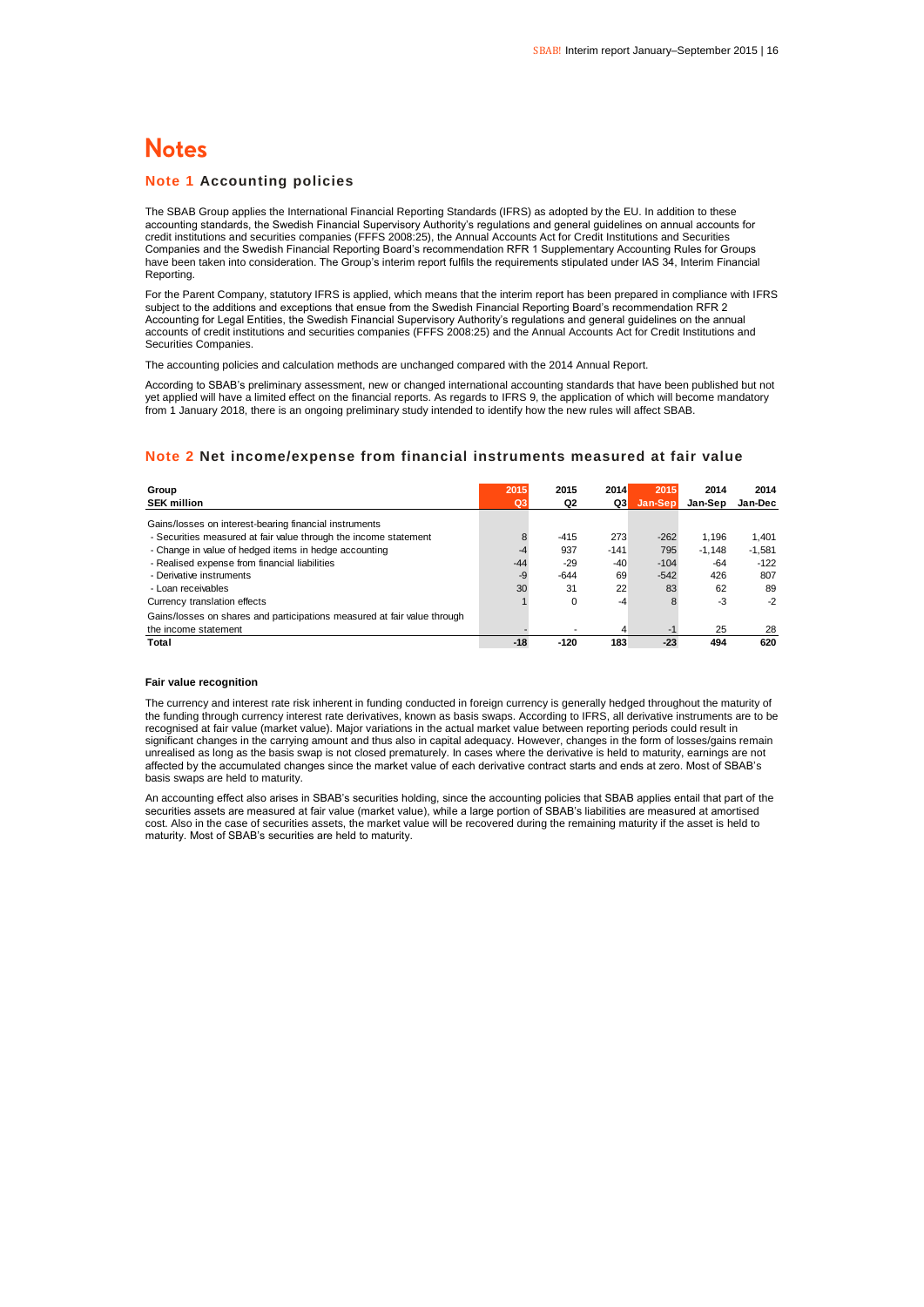# Notes

## Note 1 Accounting policies

The SBAB Group applies the International Financial Reporting Standards (IFRS) as adopted by the EU. In addition to these accounting standards, the Swedish Financial Supervisory Authority's regulations and general guidelines on annual accounts for credit institutions and securities companies (FFFS 2008:25), the Annual Accounts Act for Credit Institutions and Securities Companies and the Swedish Financial Reporting Board's recommendation RFR 1 Supplementary Accounting Rules for Groups have been taken into consideration. The Group's interim report fulfils the requirements stipulated under IAS 34, Interim Financial Reporting.

For the Parent Company, statutory IFRS is applied, which means that the interim report has been prepared in compliance with IFRS subject to the additions and exceptions that ensue from the Swedish Financial Reporting Board's recommendation RFR 2 Accounting for Legal Entities, the Swedish Financial Supervisory Authority's regulations and general guidelines on the annual accounts of credit institutions and securities companies (FFFS 2008:25) and the Annual Accounts Act for Credit Institutions and Securities Companies.

The accounting policies and calculation methods are unchanged compared with the 2014 Annual Report.

According to SBAB's preliminary assessment, new or changed international accounting standards that have been published but not yet applied will have a limited effect on the financial reports. As regards to IFRS 9, the application of which will become mandatory from 1 January 2018, there is an ongoing preliminary study intended to identify how the new rules will affect SBAB.

## Note 2 Net income/expense from financial instruments measured at fair value

| Group<br>SEK million | 2015<br>Q3 | 2015<br>Q2 | 2014<br>Q3 | 2015<br>Jan-Sep | 2014<br>Jan-Sep | 2014<br>Jan-Dec |
|---|---|---|---|---|---|---|
| Gains/losses on interest-bearing financial instruments | | | | | | |
| - Securities measured at fair value through the income statement | 8 | -415 | 273 | -262 | 1,196 | 1,401 |
| - Change in value of hedged items in hedge accounting | -4 | 937 | -141 | 795 | -1,148 | -1,581 |
| - Realised expense from financial liabilities | -44 | -29 | -40 | -104 | -64 | -122 |
| - Derivative instruments | -9 | -644 | 69 | -542 | 426 | 807 |
| - Loan receivables | 30 | 31 | 22 | 83 | 62 | 89 |
| Currency translation effects | 1 | 0 | -4 | 8 | -3 | -2 |
| Gains/losses on shares and participations measured at fair value through the income statement | - | - | 4 | -1 | 25 | 28 |
| **Total** | **-18** | **-120** | **183** | **-23** | **494** | **620** |

#### Fair value recognition

The currency and interest rate risk inherent in funding conducted in foreign currency is generally hedged throughout the maturity of the funding through currency interest rate derivatives, known as basis swaps. According to IFRS, all derivative instruments are to be recognised at fair value (market value). Major variations in the actual market value between reporting periods could result in significant changes in the carrying amount and thus also in capital adequacy. However, changes in the form of losses/gains remain unrealised as long as the basis swap is not closed prematurely. In cases where the derivative is held to maturity, earnings are not affected by the accumulated changes since the market value of each derivative contract starts and ends at zero. Most of SBAB's basis swaps are held to maturity.

An accounting effect also arises in SBAB's securities holding, since the accounting policies that SBAB applies entail that part of the securities assets are measured at fair value (market value), while a large portion of SBAB's liabilities are measured at amortised cost. Also in the case of securities assets, the market value will be recovered during the remaining maturity if the asset is held to maturity. Most of SBAB's securities are held to maturity.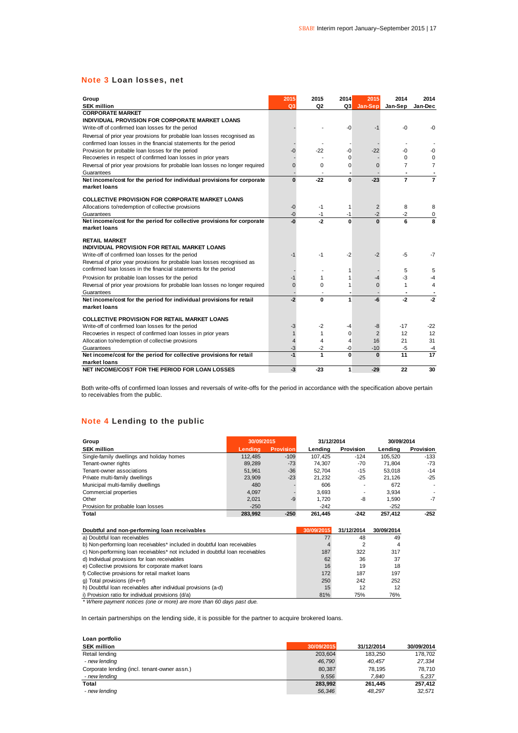## Note 3 Loan losses, net

| Group<br>SEK million | 2015<br>Q3 | 2015<br>Q2 | 2014<br>Q3 | 2015<br>Jan-Sep | 2014<br>Jan-Sep | 2014<br>Jan-Dec |
|---|---|---|---|---|---|---|
| **CORPORATE MARKET** | | | | | | |
| **INDIVIDUAL PROVISION FOR CORPORATE MARKET LOANS** | | | | | | |
| Write-off of confirmed loan losses for the period | - | - | -0 | -1 | -0 | -0 |
| Reversal of prior year provisions for probable loan losses recognised as confirmed loan losses in the financial statements for the period | - | - | - | - | - | - |
| Provision for probable loan losses for the period | -0 | -22 | -0 | -22 | -0 | -0 |
| Recoveries in respect of confirmed loan losses in prior years | - | - | 0 | - | 0 | 0 |
| Reversal of prior year provisions for probable loan losses no longer required | 0 | 0 | 0 | 0 | 7 | 7 |
| Guarantees | - | - | - | - | - | - |
| **Net income/cost for the period for individual provisions for corporate market loans** | **0** | **-22** | **0** | **-23** | **7** | **7** |
| **COLLECTIVE PROVISION FOR CORPORATE MARKET LOANS** | | | | | | |
| Allocations to/redemption of collective provisions | -0 | -1 | 1 | 2 | 8 | 8 |
| Guarantees | -0 | -1 | -1 | -2 | -2 | 0 |
| **Net income/cost for the period for collective provisions for corporate market loans** | **-0** | **-2** | **0** | **0** | **6** | **8** |
| **RETAIL MARKET** | | | | | | |
| **INDIVIDUAL PROVISION FOR RETAIL MARKET LOANS** | | | | | | |
| Write-off of confirmed loan losses for the period | -1 | -1 | -2 | -2 | -5 | -7 |
| Reversal of prior year provisions for probable loan losses recognised as confirmed loan losses in the financial statements for the period | - | - | 1 | - | 5 | 5 |
| Provision for probable loan losses for the period | -1 | 1 | 1 | -4 | -3 | -4 |
| Reversal of prior year provisions for probable loan losses no longer required | 0 | 0 | 1 | 0 | 1 | 4 |
| Guarantees | - | - | - | - | - | - |
| **Net income/cost for the period for individual provisions for retail market loans** | **-2** | **0** | **1** | **-6** | **-2** | **-2** |
| **COLLECTIVE PROVISION FOR RETAIL MARKET LOANS** | | | | | | |
| Write-off of confirmed loan losses for the period | -3 | -2 | -4 | -8 | -17 | -22 |
| Recoveries in respect of confirmed loan losses in prior years | 1 | 1 | 0 | 2 | 12 | 12 |
| Allocation to/redemption of collective provisions | 4 | 4 | 4 | 16 | 21 | 31 |
| Guarantees | -3 | -2 | -0 | -10 | -5 | -4 |
| **Net income/cost for the period for collective provisions for retail market loans** | **-1** | **1** | **0** | **0** | **11** | **17** |
| **NET INCOME/COST FOR THE PERIOD FOR LOAN LOSSES** | **-3** | **-23** | **1** | **-29** | **22** | **30** |

Both write-offs of confirmed loan losses and reversals of write-offs for the period in accordance with the specification above pertain to receivables from the public.

## Note 4 Lending to the public

| Group | 30/09/2015 | | 31/12/2014 | | 30/09/2014 | |
|---|---|---|---|---|---|---|
| SEK million | Lending | Provision | Lending | Provision | Lending | Provision |
| Single-family dwellings and holiday homes | 112,485 | -109 | 107,425 | -124 | 105,520 | -133 |
| Tenant-owner rights | 89,289 | -73 | 74,307 | -70 | 71,804 | -73 |
| Tenant-owner associations | 51,961 | -36 | 52,704 | -15 | 53,018 | -14 |
| Private multi-family dwellings | 23,909 | -23 | 21,232 | -25 | 21,126 | -25 |
| Municipal multi-familiy dwellings | 480 | - | 606 | - | 672 | - |
| Commercial properties | 4,097 | - | 3,693 | - | 3,934 | - |
| Other | 2,021 | -9 | 1,720 | -8 | 1,590 | -7 |
| Provision for probable loan losses | -250 | | -242 | | -252 | |
| **Total** | **283,992** | **-250** | **261,445** | **-242** | **257,412** | **-252** |

| Doubtful and non-performing loan receivables | 30/09/2015 | 31/12/2014 | 30/09/2014 |
|---|---|---|---|
| a) Doubtful loan receivables | 77 | 48 | 49 |
| b) Non-performing loan receivables* included in doubtful loan receivables | 4 | 2 | 4 |
| c) Non-performing loan receivables* not included in doubtful loan receivables | 187 | 322 | 317 |
| d) Individual provisions for loan receivables | 62 | 36 | 37 |
| e) Collective provisions for corporate market loans | 16 | 19 | 18 |
| f) Collective provisions for retail market loans | 172 | 187 | 197 |
| g) Total provisions (d+e+f) | 250 | 242 | 252 |
| h) Doubtful loan receivables after individual provisions (a-d) | 15 | 12 | 12 |
| i) Provision ratio for individual provisions (d/a) | 81% | 75% | 76% |

*\* Where payment notices (one or more) are more than 60 days past due.*

In certain partnerships on the lending side, it is possible for the partner to acquire brokered loans.

| Loan portfolio<br>SEK million | 30/09/2015 | 31/12/2014 | 30/09/2014 |
|---|---|---|---|
| Retail lending | 203,604 | 183,250 | 178,702 |
| *- new lending* | *46,790* | *40,457* | *27,334* |
| Corporate lending (incl. tenant-owner assn.) | 80,387 | 78,195 | 78,710 |
| *- new lending* | *9,556* | *7,840* | *5,237* |
| **Total** | **283,992** | **261,445** | **257,412** |
| *- new lending* | *56,346* | *48,297* | *32,571* |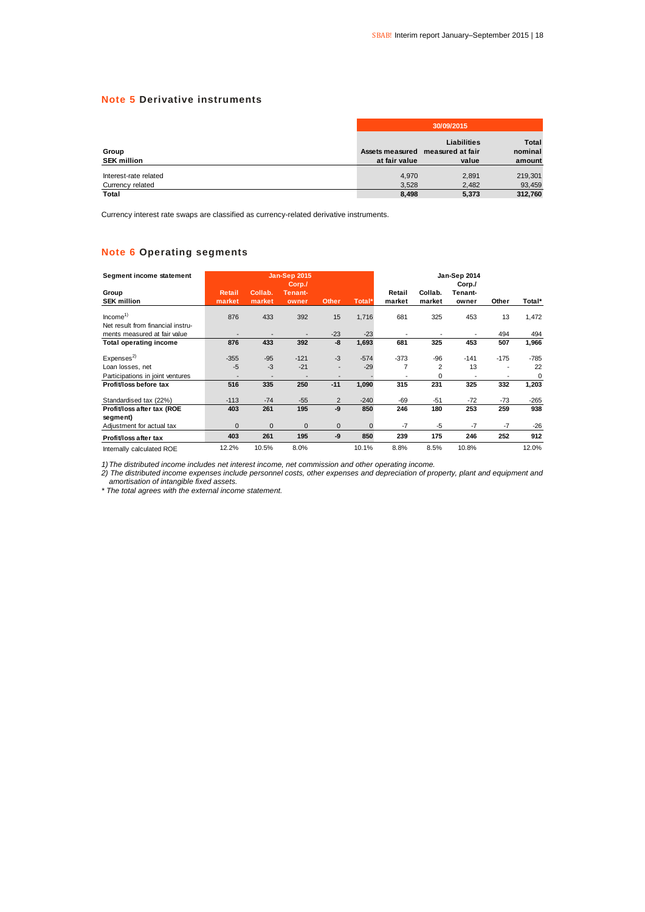## Note 5 Derivative instruments

| Group<br>SEK million | 30/09/2015 | | |
|---|---|---|---|
| | Assets measured at fair value | Liabilities measured at fair value | Total nominal amount |
| Interest-rate related | 4,970 | 2,891 | 219,301 |
| Currency related | 3,528 | 2,482 | 93,459 |
| **Total** | **8,498** | **5,373** | **312,760** |

Currency interest rate swaps are classified as currency-related derivative instruments.

## Note 6 Operating segments

| Segment income statement | Jan-Sep 2015 | | | | | Jan-Sep 2014 | | | | |
|---|---|---|---|---|---|---|---|---|---|---|
| Group<br>SEK million | Retail market | Collab. market | Corp./ Tenant-owner | Other | Total* | Retail market | Collab. market | Corp./ Tenant-owner | Other | Total* |
| Income[1] | 876 | 433 | 392 | 15 | 1,716 | 681 | 325 | 453 | 13 | 1,472 |
| Net result from financial instruments measured at fair value | - | - | - | -23 | -23 | - | - | - | 494 | 494 |
| **Total operating income** | **876** | **433** | **392** | **-8** | **1,693** | **681** | **325** | **453** | **507** | **1,966** |
| Expenses[2] | -355 | -95 | -121 | -3 | -574 | -373 | -96 | -141 | -175 | -785 |
| Loan losses, net | -5 | -3 | -21 | - | -29 | 7 | 2 | 13 | - | 22 |
| Participations in joint ventures | - | - | - | - | - | - | 0 | - | - | 0 |
| **Profit/loss before tax** | **516** | **335** | **250** | **-11** | **1,090** | **315** | **231** | **325** | **332** | **1,203** |
| Standardised tax (22%) | -113 | -74 | -55 | 2 | -240 | -69 | -51 | -72 | -73 | -265 |
| **Profit/loss after tax (ROE segment)** | **403** | **261** | **195** | **-9** | **850** | **246** | **180** | **253** | **259** | **938** |
| Adjustment for actual tax | 0 | 0 | 0 | 0 | 0 | -7 | -5 | -7 | -7 | -26 |
| **Profit/loss after tax** | **403** | **261** | **195** | **-9** | **850** | **239** | **175** | **246** | **252** | **912** |
| Internally calculated ROE | 12.2% | 10.5% | 8.0% | | 10.1% | 8.8% | 8.5% | 10.8% | | 12.0% |

*1) The distributed income includes net interest income, net commission and other operating income.*
*2) The distributed income expenses include personnel costs, other expenses and depreciation of property, plant and equipment and amortisation of intangible fixed assets.*
*\* The total agrees with the external income statement.*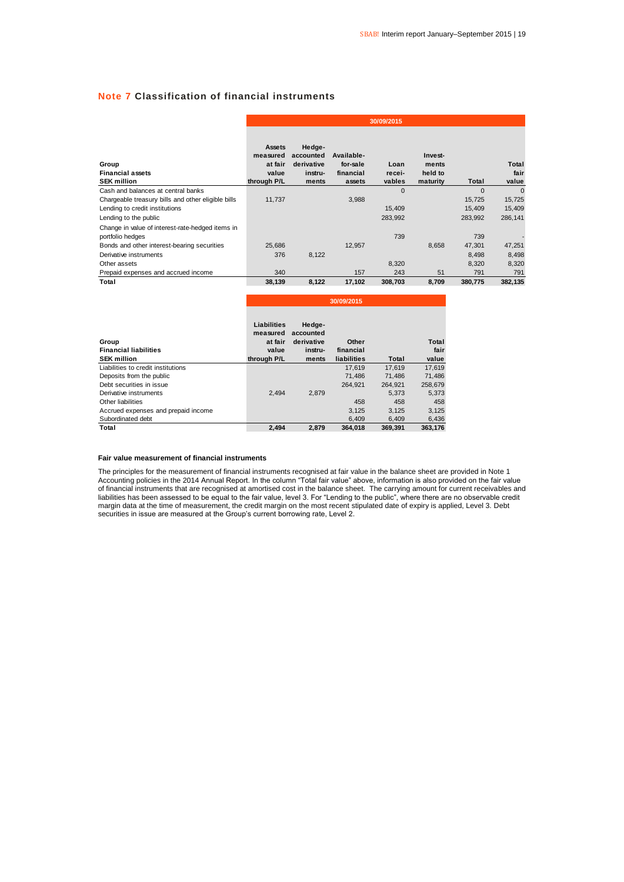## Note 7 Classification of financial instruments

| Group<br>Financial assets<br>SEK million | 30/09/2015<br>Assets measured at fair value through P/L | Hedge-accounted derivative instruments | Available-for-sale financial assets | Loan receivables | Investments held to maturity | Total | Total fair value |
|---|---|---|---|---|---|---|---|
| Cash and balances at central banks | | | | 0 | | 0 | 0 |
| Chargeable treasury bills and other eligible bills | 11,737 | | 3,988 | | | 15,725 | 15,725 |
| Lending to credit institutions | | | | 15,409 | | 15,409 | 15,409 |
| Lending to the public | | | | 283,992 | | 283,992 | 286,141 |
| Change in value of interest-rate-hedged items in portfolio hedges | | | | 739 | | 739 | - |
| Bonds and other interest-bearing securities | 25,686 | | 12,957 | | 8,658 | 47,301 | 47,251 |
| Derivative instruments | 376 | 8,122 | | | | 8,498 | 8,498 |
| Other assets | | | | 8,320 | | 8,320 | 8,320 |
| Prepaid expenses and accrued income | 340 | | 157 | 243 | 51 | 791 | 791 |
| **Total** | **38,139** | **8,122** | **17,102** | **308,703** | **8,709** | **380,775** | **382,135** |

| Group<br>Financial liabilities<br>SEK million | 30/09/2015<br>Liabilities measured at fair value through P/L | Hedge-accounted derivative instruments | Other financial liabilities | Total | Total fair value |
|---|---|---|---|---|---|
| Liabilities to credit institutions | | | 17,619 | 17,619 | 17,619 |
| Deposits from the public | | | 71,486 | 71,486 | 71,486 |
| Debt securities in issue | | | 264,921 | 264,921 | 258,679 |
| Derivative instruments | 2,494 | 2,879 | | 5,373 | 5,373 |
| Other liabilities | | | 458 | 458 | 458 |
| Accrued expenses and prepaid income | | | 3,125 | 3,125 | 3,125 |
| Subordinated debt | | | 6,409 | 6,409 | 6,436 |
| **Total** | **2,494** | **2,879** | **364,018** | **369,391** | **363,176** |

### Fair value measurement of financial instruments

The principles for the measurement of financial instruments recognised at fair value in the balance sheet are provided in Note 1 Accounting policies in the 2014 Annual Report. In the column "Total fair value" above, information is also provided on the fair value of financial instruments that are recognised at amortised cost in the balance sheet. The carrying amount for current receivables and liabilities has been assessed to be equal to the fair value, level 3. For "Lending to the public", where there are no observable credit margin data at the time of measurement, the credit margin on the most recent stipulated date of expiry is applied, Level 3. Debt securities in issue are measured at the Group's current borrowing rate, Level 2.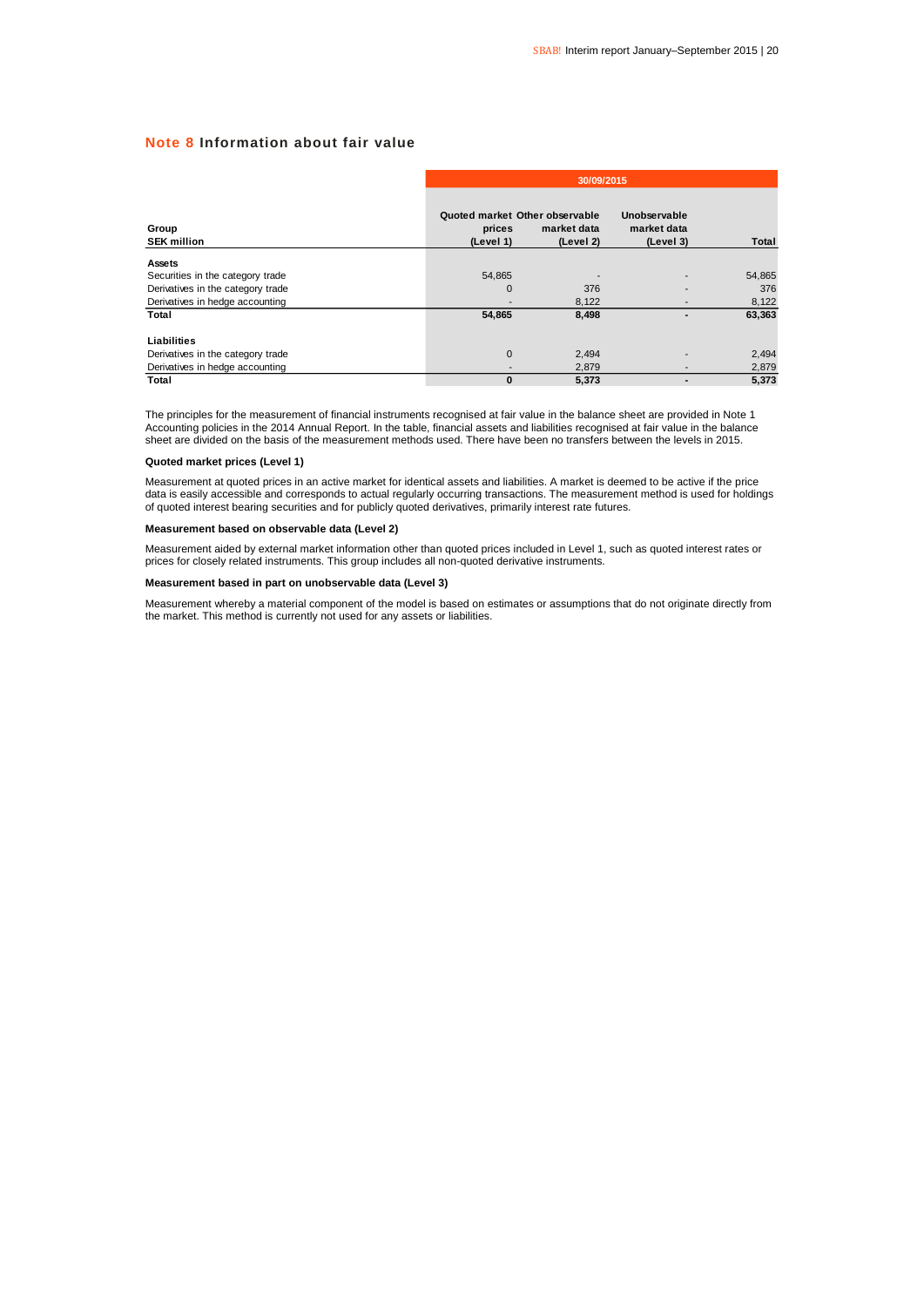## Note 8 Information about fair value

| Group<br>SEK million | 30/09/2015 | | | |
|---|---|---|---|---|
| | Quoted market prices (Level 1) | Other observable market data (Level 2) | Unobservable market data (Level 3) | Total |
| **Assets** | | | | |
| Securities in the category trade | 54,865 | - | - | 54,865 |
| Derivatives in the category trade | 0 | 376 | - | 376 |
| Derivatives in hedge accounting | - | 8,122 | - | 8,122 |
| **Total** | **54,865** | **8,498** | **-** | **63,363** |
| **Liabilities** | | | | |
| Derivatives in the category trade | 0 | 2,494 | - | 2,494 |
| Derivatives in hedge accounting | - | 2,879 | - | 2,879 |
| **Total** | **0** | **5,373** | **-** | **5,373** |

The principles for the measurement of financial instruments recognised at fair value in the balance sheet are provided in Note 1 Accounting policies in the 2014 Annual Report. In the table, financial assets and liabilities recognised at fair value in the balance sheet are divided on the basis of the measurement methods used. There have been no transfers between the levels in 2015.

**Quoted market prices (Level 1)**

Measurement at quoted prices in an active market for identical assets and liabilities. A market is deemed to be active if the price data is easily accessible and corresponds to actual regularly occurring transactions. The measurement method is used for holdings of quoted interest bearing securities and for publicly quoted derivatives, primarily interest rate futures.

**Measurement based on observable data (Level 2)**

Measurement aided by external market information other than quoted prices included in Level 1, such as quoted interest rates or prices for closely related instruments. This group includes all non-quoted derivative instruments.

**Measurement based in part on unobservable data (Level 3)**

Measurement whereby a material component of the model is based on estimates or assumptions that do not originate directly from the market. This method is currently not used for any assets or liabilities.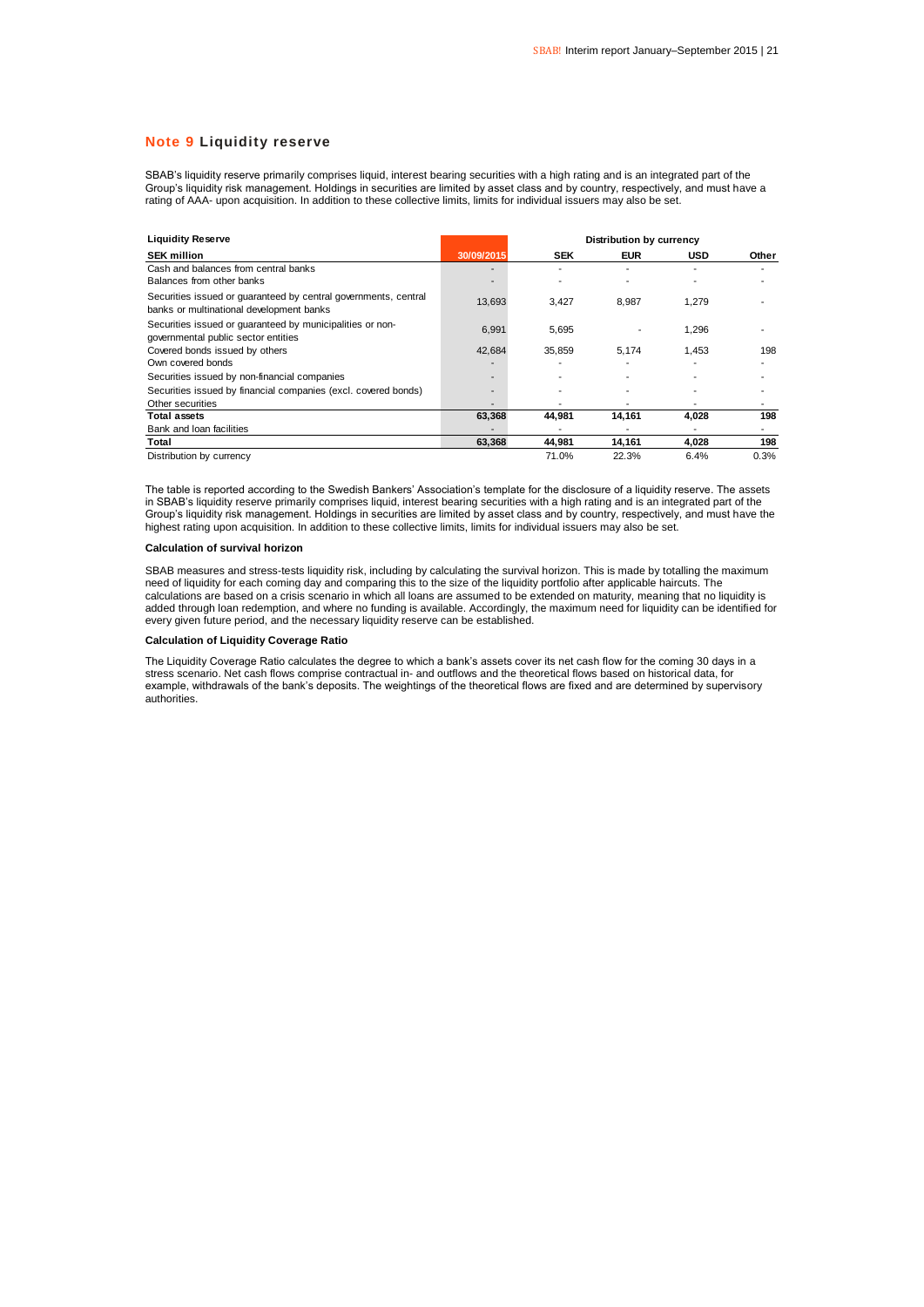## Note 9 Liquidity reserve

SBAB's liquidity reserve primarily comprises liquid, interest bearing securities with a high rating and is an integrated part of the Group's liquidity risk management. Holdings in securities are limited by asset class and by country, respectively, and must have a rating of AAA- upon acquisition. In addition to these collective limits, limits for individual issuers may also be set.

| Liquidity Reserve | | Distribution by currency | | | |
|---|---|---|---|---|---|
| **SEK million** | **30/09/2015** | **SEK** | **EUR** | **USD** | **Other** |
| Cash and balances from central banks | - | - | - | - | - |
| Balances from other banks | - | - | - | - | - |
| Securities issued or guaranteed by central governments, central banks or multinational development banks | 13,693 | 3,427 | 8,987 | 1,279 | - |
| Securities issued or guaranteed by municipalities or non-governmental public sector entities | 6,991 | 5,695 | - | 1,296 | - |
| Covered bonds issued by others | 42,684 | 35,859 | 5,174 | 1,453 | 198 |
| Own covered bonds | - | - | - | - | - |
| Securities issued by non-financial companies | - | - | - | - | - |
| Securities issued by financial companies (excl. covered bonds) | - | - | - | - | - |
| Other securities | - | - | - | - | - |
| **Total assets** | **63,368** | **44,981** | **14,161** | **4,028** | **198** |
| Bank and loan facilities | - | - | - | - | - |
| **Total** | **63,368** | **44,981** | **14,161** | **4,028** | **198** |
| Distribution by currency | | 71.0% | 22.3% | 6.4% | 0.3% |

The table is reported according to the Swedish Bankers' Association's template for the disclosure of a liquidity reserve. The assets in SBAB's liquidity reserve primarily comprises liquid, interest bearing securities with a high rating and is an integrated part of the Group's liquidity risk management. Holdings in securities are limited by asset class and by country, respectively, and must have the highest rating upon acquisition. In addition to these collective limits, limits for individual issuers may also be set.

**Calculation of survival horizon**

SBAB measures and stress-tests liquidity risk, including by calculating the survival horizon. This is made by totalling the maximum need of liquidity for each coming day and comparing this to the size of the liquidity portfolio after applicable haircuts. The calculations are based on a crisis scenario in which all loans are assumed to be extended on maturity, meaning that no liquidity is added through loan redemption, and where no funding is available. Accordingly, the maximum need for liquidity can be identified for every given future period, and the necessary liquidity reserve can be established.

**Calculation of Liquidity Coverage Ratio**

The Liquidity Coverage Ratio calculates the degree to which a bank's assets cover its net cash flow for the coming 30 days in a stress scenario. Net cash flows comprise contractual in- and outflows and the theoretical flows based on historical data, for example, withdrawals of the bank's deposits. The weightings of the theoretical flows are fixed and are determined by supervisory authorities.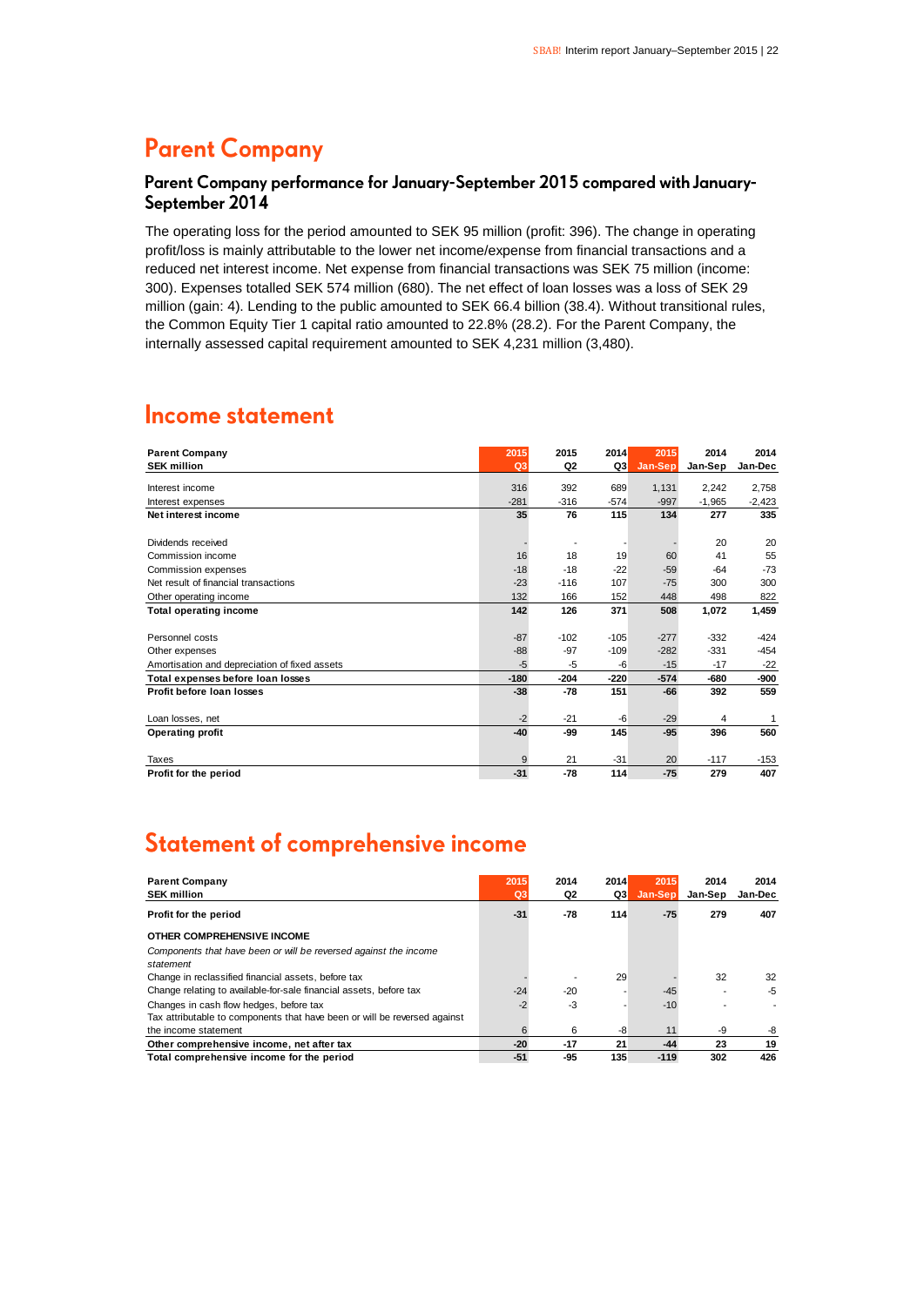# Parent Company

### Parent Company performance for January-September 2015 compared with January-September 2014

The operating loss for the period amounted to SEK 95 million (profit: 396). The change in operating profit/loss is mainly attributable to the lower net income/expense from financial transactions and a reduced net interest income. Net expense from financial transactions was SEK 75 million (income: 300). Expenses totalled SEK 574 million (680). The net effect of loan losses was a loss of SEK 29 million (gain: 4). Lending to the public amounted to SEK 66.4 billion (38.4). Without transitional rules, the Common Equity Tier 1 capital ratio amounted to 22.8% (28.2). For the Parent Company, the internally assessed capital requirement amounted to SEK 4,231 million (3,480).

# Income statement

| Parent Company<br>SEK million | 2015<br>Q3 | 2015<br>Q2 | 2014<br>Q3 | 2015<br>Jan-Sep | 2014<br>Jan-Sep | 2014<br>Jan-Dec |
|---|---|---|---|---|---|---|
| Interest income | 316 | 392 | 689 | 1,131 | 2,242 | 2,758 |
| Interest expenses | -281 | -316 | -574 | -997 | -1,965 | -2,423 |
| **Net interest income** | **35** | **76** | **115** | **134** | **277** | **335** |
| Dividends received | - | - | - | - | 20 | 20 |
| Commission income | 16 | 18 | 19 | 60 | 41 | 55 |
| Commission expenses | -18 | -18 | -22 | -59 | -64 | -73 |
| Net result of financial transactions | -23 | -116 | 107 | -75 | 300 | 300 |
| Other operating income | 132 | 166 | 152 | 448 | 498 | 822 |
| **Total operating income** | **142** | **126** | **371** | **508** | **1,072** | **1,459** |
| Personnel costs | -87 | -102 | -105 | -277 | -332 | -424 |
| Other expenses | -88 | -97 | -109 | -282 | -331 | -454 |
| Amortisation and depreciation of fixed assets | -5 | -5 | -6 | -15 | -17 | -22 |
| **Total expenses before loan losses** | **-180** | **-204** | **-220** | **-574** | **-680** | **-900** |
| **Profit before loan losses** | **-38** | **-78** | **151** | **-66** | **392** | **559** |
| Loan losses, net | -2 | -21 | -6 | -29 | 4 | 1 |
| **Operating profit** | **-40** | **-99** | **145** | **-95** | **396** | **560** |
| Taxes | 9 | 21 | -31 | 20 | -117 | -153 |
| **Profit for the period** | **-31** | **-78** | **114** | **-75** | **279** | **407** |

# Statement of comprehensive income

| Parent Company<br>SEK million | 2015<br>Q3 | 2014<br>Q2 | 2014<br>Q3 | 2015<br>Jan-Sep | 2014<br>Jan-Sep | 2014<br>Jan-Dec |
|---|---|---|---|---|---|---|
| **Profit for the period** | **-31** | **-78** | **114** | **-75** | **279** | **407** |
| **OTHER COMPREHENSIVE INCOME** | | | | | | |
| *Components that have been or will be reversed against the income statement* | | | | | | |
| Change in reclassified financial assets, before tax | - | - | 29 | - | 32 | 32 |
| Change relating to available-for-sale financial assets, before tax | -24 | -20 | - | -45 | - | -5 |
| Changes in cash flow hedges, before tax | -2 | -3 | - | -10 | - | - |
| Tax attributable to components that have been or will be reversed against the income statement | 6 | 6 | -8 | 11 | -9 | -8 |
| **Other comprehensive income, net after tax** | **-20** | **-17** | **21** | **-44** | **23** | **19** |
| **Total comprehensive income for the period** | **-51** | **-95** | **135** | **-119** | **302** | **426** |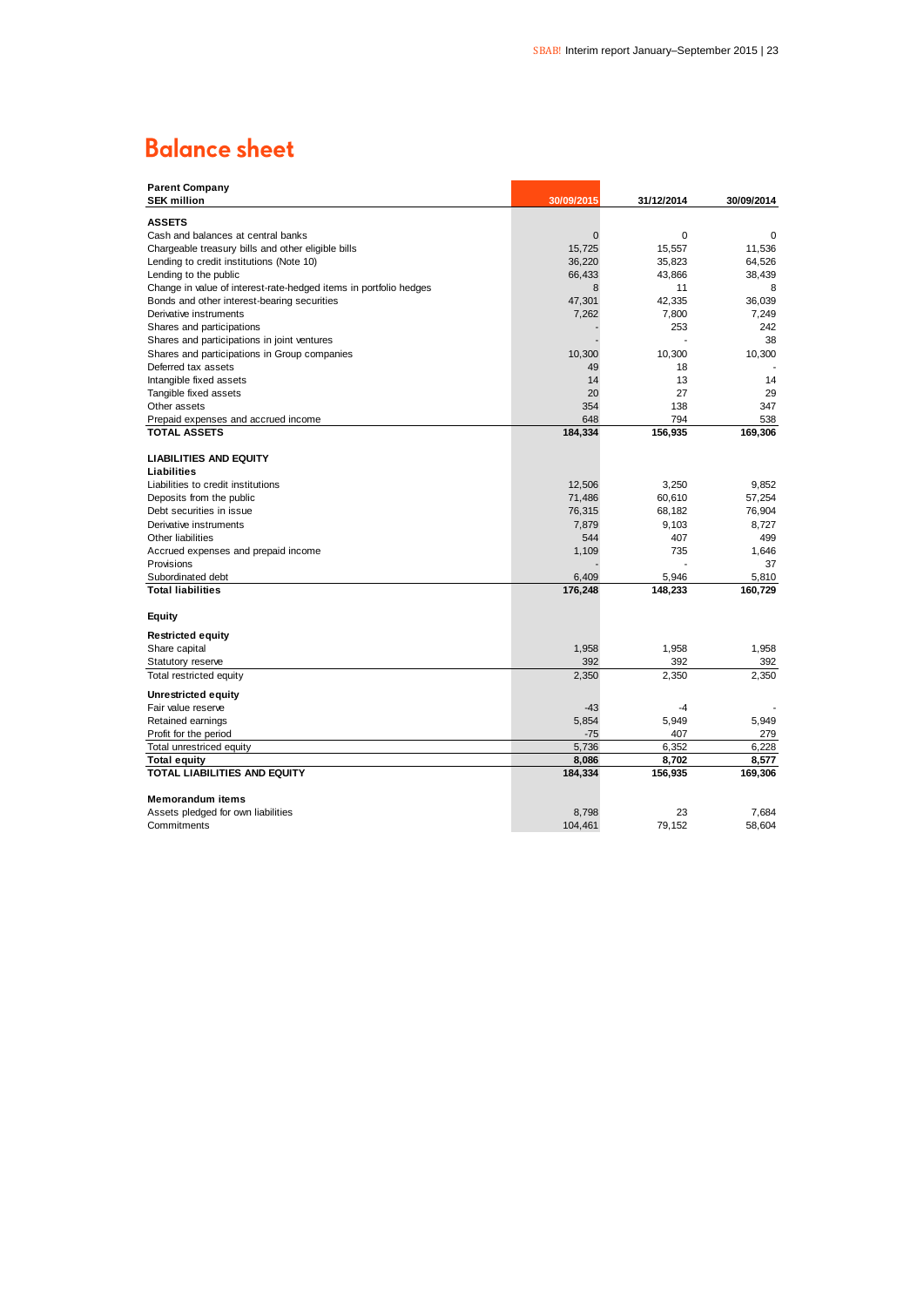## Balance sheet

| Parent Company<br>SEK million | 30/09/2015 | 31/12/2014 | 30/09/2014 |
|---|---|---|---|
| **ASSETS** | | | |
| Cash and balances at central banks | 0 | 0 | 0 |
| Chargeable treasury bills and other eligible bills | 15,725 | 15,557 | 11,536 |
| Lending to credit institutions (Note 10) | 36,220 | 35,823 | 64,526 |
| Lending to the public | 66,433 | 43,866 | 38,439 |
| Change in value of interest-rate-hedged items in portfolio hedges | 8 | 11 | 8 |
| Bonds and other interest-bearing securities | 47,301 | 42,335 | 36,039 |
| Derivative instruments | 7,262 | 7,800 | 7,249 |
| Shares and participations | - | 253 | 242 |
| Shares and participations in joint ventures | - | - | 38 |
| Shares and participations in Group companies | 10,300 | 10,300 | 10,300 |
| Deferred tax assets | 49 | 18 | - |
| Intangible fixed assets | 14 | 13 | 14 |
| Tangible fixed assets | 20 | 27 | 29 |
| Other assets | 354 | 138 | 347 |
| Prepaid expenses and accrued income | 648 | 794 | 538 |
| **TOTAL ASSETS** | **184,334** | **156,935** | **169,306** |
| | | | |
| **LIABILITIES AND EQUITY** | | | |
| **Liabilities** | | | |
| Liabilities to credit institutions | 12,506 | 3,250 | 9,852 |
| Deposits from the public | 71,486 | 60,610 | 57,254 |
| Debt securities in issue | 76,315 | 68,182 | 76,904 |
| Derivative instruments | 7,879 | 9,103 | 8,727 |
| Other liabilities | 544 | 407 | 499 |
| Accrued expenses and prepaid income | 1,109 | 735 | 1,646 |
| Provisions | - | - | 37 |
| Subordinated debt | 6,409 | 5,946 | 5,810 |
| **Total liabilities** | **176,248** | **148,233** | **160,729** |
| | | | |
| **Equity** | | | |
| **Restricted equity** | | | |
| Share capital | 1,958 | 1,958 | 1,958 |
| Statutory reserve | 392 | 392 | 392 |
| Total restricted equity | 2,350 | 2,350 | 2,350 |
| **Unrestricted equity** | | | |
| Fair value reserve | -43 | -4 | - |
| Retained earnings | 5,854 | 5,949 | 5,949 |
| Profit for the period | -75 | 407 | 279 |
| Total unrestriced equity | 5,736 | 6,352 | 6,228 |
| **Total equity** | **8,086** | **8,702** | **8,577** |
| **TOTAL LIABILITIES AND EQUITY** | **184,334** | **156,935** | **169,306** |
| | | | |
| **Memorandum items** | | | |
| Assets pledged for own liabilities | 8,798 | 23 | 7,684 |
| Commitments | 104,461 | 79,152 | 58,604 |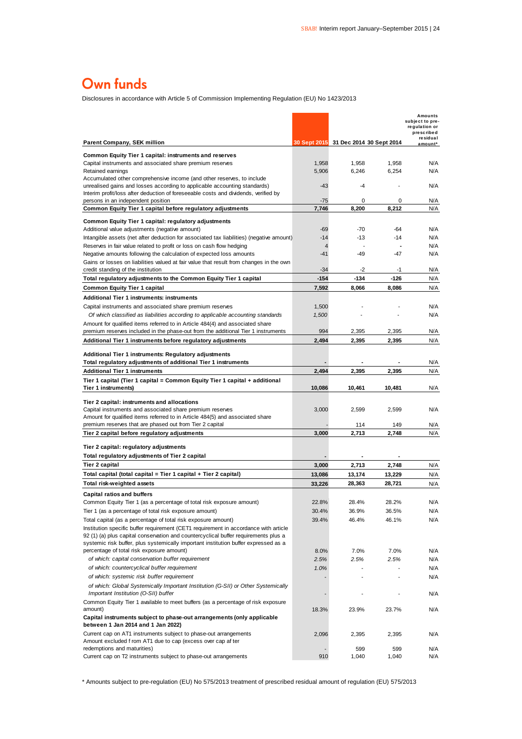# Own funds

Disclosures in accordance with Article 5 of Commission Implementing Regulation (EU) No 1423/2013

| Parent Company, SEK million | 30 Sept 2015 | 31 Dec 2014 | 30 Sept 2014 | Amounts subject to pre-regulation or prescribed residual amount* |
|---|---|---|---|---|
| **Common Equity Tier 1 capital: instruments and reserves** | | | | |
| Capital instruments and associated share premium reserves | 1,958 | 1,958 | 1,958 | N/A |
| Retained earnings | 5,906 | 6,246 | 6,254 | N/A |
| Accumulated other comprehensive income (and other reserves, to include unrealised gains and losses according to applicable accounting standards) | -43 | -4 | - | N/A |
| Interim profit/loss after deduction of foreseeable costs and dividends, verified by persons in an independent position | -75 | 0 | 0 | N/A |
| **Common Equity Tier 1 capital before regulatory adjustments** | **7,746** | **8,200** | **8,212** | N/A |
| **Common Equity Tier 1 capital: regulatory adjustments** | | | | |
| Additional value adjustments (negative amount) | -69 | -70 | -64 | N/A |
| Intangible assets (net after deduction for associated tax liabilities) (negative amount) | -14 | -13 | -14 | N/A |
| Reserves in fair value related to profit or loss on cash flow hedging | 4 | - | - | N/A |
| Negative amounts following the calculation of expected loss amounts | -41 | -49 | -47 | N/A |
| Gains or losses on liabilities valued at fair value that result from changes in the own credit standing of the institution | -34 | -2 | -1 | N/A |
| **Total regulatory adjustments to the Common Equity Tier 1 capital** | **-154** | **-134** | **-126** | N/A |
| **Common Equity Tier 1 capital** | **7,592** | **8,066** | **8,086** | N/A |
| **Additional Tier 1 instruments: instruments** | | | | |
| Capital instruments and associated share premium reserves | 1,500 | - | - | N/A |
| *Of which classified as liabilities according to applicable accounting standards* | *1,500* | - | - | N/A |
| Amount for qualified items referred to in Article 484(4) and associated share premium reserves included in the phase-out from the additional Tier 1 instruments | 994 | 2,395 | 2,395 | N/A |
| **Additional Tier 1 instruments before regulatory adjustments** | **2,494** | **2,395** | **2,395** | N/A |
| **Additional Tier 1 instruments: Regulatory adjustments** | | | | |
| **Total regulatory adjustments of additional Tier 1 instruments** | **-** | **-** | **-** | N/A |
| **Additional Tier 1 instruments** | **2,494** | **2,395** | **2,395** | N/A |
| **Tier 1 capital (Tier 1 capital = Common Equity Tier 1 capital + additional Tier 1 instruments)** | **10,086** | **10,461** | **10,481** | N/A |
| **Tier 2 capital: instruments and allocations** | | | | |
| Capital instruments and associated share premium reserves | 3,000 | 2,599 | 2,599 | N/A |
| Amount for qualified items referred to in Article 484(5) and associated share premium reserves that are phased out from Tier 2 capital | - | 114 | 149 | N/A |
| **Tier 2 capital before regulatory adjustments** | **3,000** | **2,713** | **2,748** | N/A |
| **Tier 2 capital: regulatory adjustments** | | | | |
| **Total regulatory adjustments of Tier 2 capital** | **-** | **-** | **-** | |
| **Tier 2 capital** | **3,000** | **2,713** | **2,748** | N/A |
| **Total capital (total capital = Tier 1 capital + Tier 2 capital)** | **13,086** | **13,174** | **13,229** | N/A |
| **Total risk-weighted assets** | **33,226** | **28,363** | **28,721** | N/A |
| **Capital ratios and buffers** | | | | |
| Common Equity Tier 1 (as a percentage of total risk exposure amount) | 22.8% | 28.4% | 28.2% | N/A |
| Tier 1 (as a percentage of total risk exposure amount) | 30.4% | 36.9% | 36.5% | N/A |
| Total capital (as a percentage of total risk exposure amount) | 39.4% | 46.4% | 46.1% | N/A |
| Institution specific buffer requirement (CET1 requirement in accordance with article 92 (1) (a) plus capital conservation and countercyclical buffer requirements plus a systemic risk buffer, plus systemically important institution buffer expressed as a percentage of total risk exposure amount) | 8.0% | 7.0% | 7.0% | N/A |
| *of which: capital conservation buffer requirement* | *2.5%* | *2.5%* | *2.5%* | N/A |
| *of which: countercyclical buffer requirement* | *1.0%* | - | - | N/A |
| *of which: systemic risk buffer requirement* | - | - | - | N/A |
| *of which: Global Systemically Important Institution (G-SII) or Other Systemically Important Institution (O-SII) buffer* | - | - | - | N/A |
| Common Equity Tier 1 available to meet buffers (as a percentage of risk exposure amount) | 18.3% | 23.9% | 23.7% | N/A |
| **Capital instruments subject to phase-out arrangements (only applicable between 1 Jan 2014 and 1 Jan 2022)** | | | | |
| Current cap on AT1 instruments subject to phase-out arrangements | 2,096 | 2,395 | 2,395 | N/A |
| Amount excluded from AT1 due to cap (excess over cap after redemptions and maturities) | - | 599 | 599 | N/A |
| Current cap on T2 instruments subject to phase-out arrangements | 910 | 1,040 | 1,040 | N/A |

\* Amounts subject to pre-regulation (EU) No 575/2013 treatment of prescribed residual amount of regulation (EU) 575/2013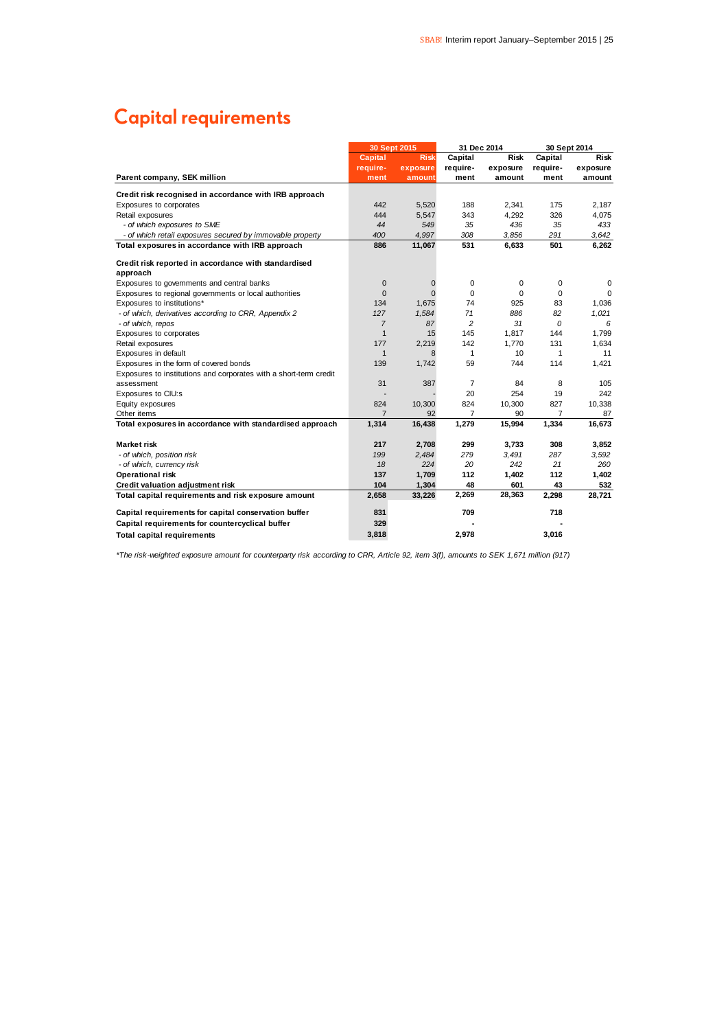# Capital requirements

| Parent company, SEK million | 30 Sept 2015 | | 31 Dec 2014 | | 30 Sept 2014 | |
|---|---|---|---|---|---|---|
| | Capital require-ment | Risk exposure amount | Capital require-ment | Risk exposure amount | Capital require-ment | Risk exposure amount |
| **Credit risk recognised in accordance with IRB approach** | | | | | | |
| Exposures to corporates | 442 | 5,520 | 188 | 2,341 | 175 | 2,187 |
| Retail exposures | 444 | 5,547 | 343 | 4,292 | 326 | 4,075 |
| *- of which exposures to SME* | *44* | *549* | *35* | *436* | *35* | *433* |
| *- of which retail exposures secured by immovable property* | *400* | *4,997* | *308* | *3,856* | *291* | *3,642* |
| **Total exposures in accordance with IRB approach** | **886** | **11,067** | **531** | **6,633** | **501** | **6,262** |
| **Credit risk reported in accordance with standardised approach** | | | | | | |
| Exposures to governments and central banks | 0 | 0 | 0 | 0 | 0 | 0 |
| Exposures to regional governments or local authorities | 0 | 0 | 0 | 0 | 0 | 0 |
| Exposures to institutions* | 134 | 1,675 | 74 | 925 | 83 | 1,036 |
| *- of which, derivatives according to CRR, Appendix 2* | *127* | *1,584* | *71* | *886* | *82* | *1,021* |
| *- of which, repos* | *7* | *87* | *2* | *31* | *0* | *6* |
| Exposures to corporates | 1 | 15 | 145 | 1,817 | 144 | 1,799 |
| Retail exposures | 177 | 2,219 | 142 | 1,770 | 131 | 1,634 |
| Exposures in default | 1 | 8 | 1 | 10 | 1 | 11 |
| Exposures in the form of covered bonds | 139 | 1,742 | 59 | 744 | 114 | 1,421 |
| Exposures to institutions and corporates with a short-term credit assessment | 31 | 387 | 7 | 84 | 8 | 105 |
| Exposures to CIU:s | - | - | 20 | 254 | 19 | 242 |
| Equity exposures | 824 | 10,300 | 824 | 10,300 | 827 | 10,338 |
| Other items | 7 | 92 | 7 | 90 | 7 | 87 |
| **Total exposures in accordance with standardised approach** | **1,314** | **16,438** | **1,279** | **15,994** | **1,334** | **16,673** |
| **Market risk** | **217** | **2,708** | **299** | **3,733** | **308** | **3,852** |
| *- of which, position risk* | *199* | *2,484* | *279* | *3,491* | *287* | *3,592* |
| *- of which, currency risk* | *18* | *224* | *20* | *242* | *21* | *260* |
| **Operational risk** | **137** | **1,709** | **112** | **1,402** | **112** | **1,402** |
| **Credit valuation adjustment risk** | **104** | **1,304** | **48** | **601** | **43** | **532** |
| **Total capital requirements and risk exposure amount** | **2,658** | **33,226** | **2,269** | **28,363** | **2,298** | **28,721** |
| **Capital requirements for capital conservation buffer** | **831** | | **709** | | **718** | |
| **Capital requirements for countercyclical buffer** | **329** | | **-** | | **-** | |
| **Total capital requirements** | **3,818** | | **2,978** | | **3,016** | |

*\*The risk-weighted exposure amount for counterparty risk according to CRR, Article 92, item 3(f), amounts to SEK 1,671 million (917)*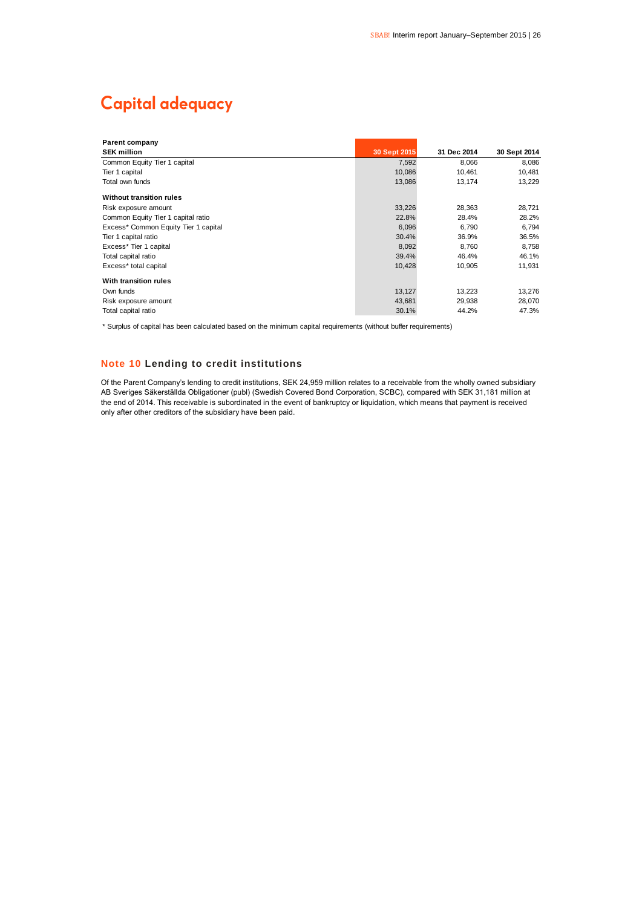# Capital adequacy

| Parent company<br>SEK million | 30 Sept 2015 | 31 Dec 2014 | 30 Sept 2014 |
|---|---|---|---|
| Common Equity Tier 1 capital | 7,592 | 8,066 | 8,086 |
| Tier 1 capital | 10,086 | 10,461 | 10,481 |
| Total own funds | 13,086 | 13,174 | 13,229 |
| **Without transition rules** | | | |
| Risk exposure amount | 33,226 | 28,363 | 28,721 |
| Common Equity Tier 1 capital ratio | 22.8% | 28.4% | 28.2% |
| Excess* Common Equity Tier 1 capital | 6,096 | 6,790 | 6,794 |
| Tier 1 capital ratio | 30.4% | 36.9% | 36.5% |
| Excess* Tier 1 capital | 8,092 | 8,760 | 8,758 |
| Total capital ratio | 39.4% | 46.4% | 46.1% |
| Excess* total capital | 10,428 | 10,905 | 11,931 |
| **With transition rules** | | | |
| Own funds | 13,127 | 13,223 | 13,276 |
| Risk exposure amount | 43,681 | 29,938 | 28,070 |
| Total capital ratio | 30.1% | 44.2% | 47.3% |

* Surplus of capital has been calculated based on the minimum capital requirements (without buffer requirements)

## Note 10 Lending to credit institutions

Of the Parent Company's lending to credit institutions, SEK 24,959 million relates to a receivable from the wholly owned subsidiary AB Sveriges Säkerställda Obligationer (publ) (Swedish Covered Bond Corporation, SCBC), compared with SEK 31,181 million at the end of 2014. This receivable is subordinated in the event of bankruptcy or liquidation, which means that payment is received only after other creditors of the subsidiary have been paid.